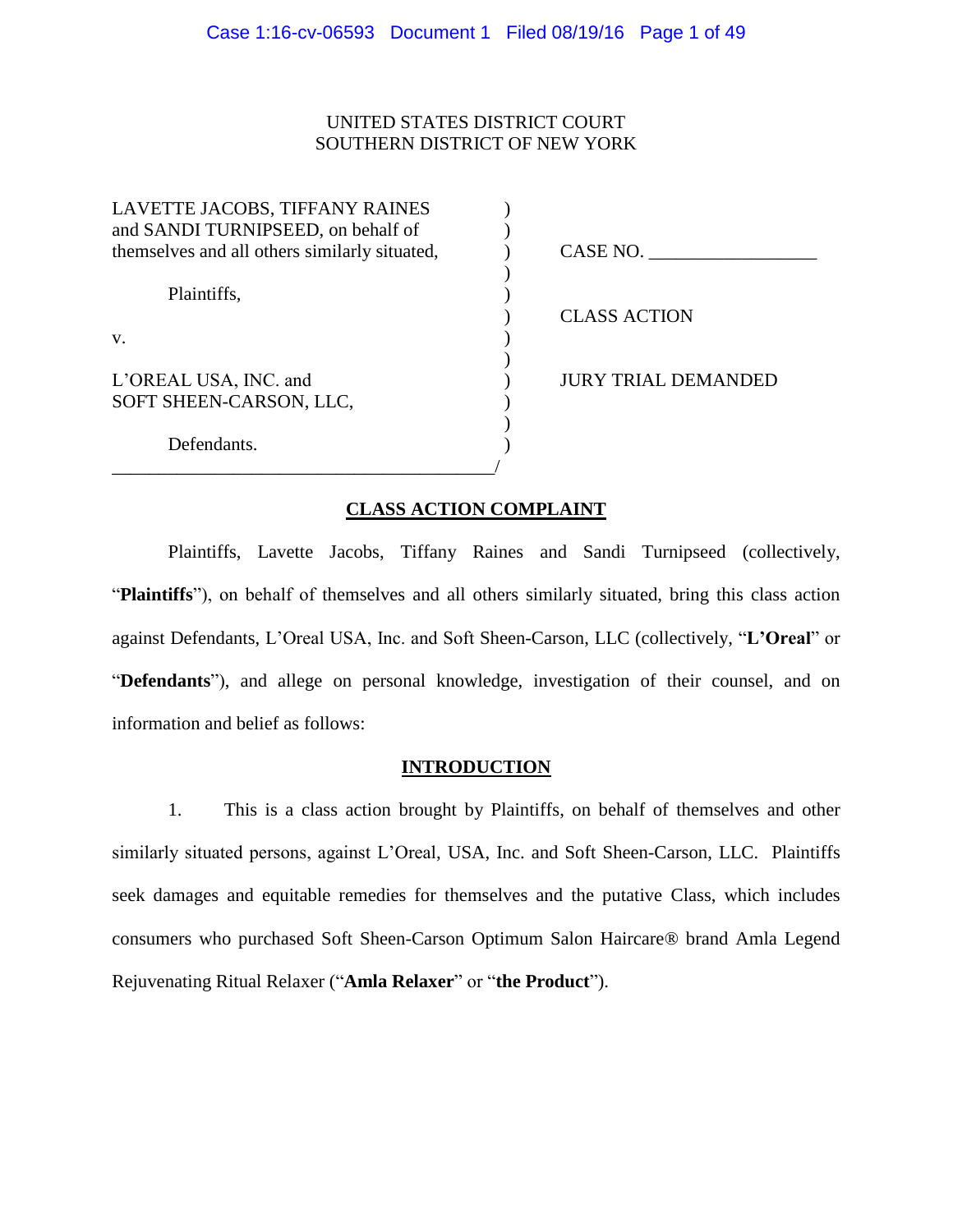UNITED STATES DISTRICT COURT
SOUTHERN DISTRICT OF NEW YORK

| | | |
|---|---|---|
| LAVETTE JACOBS, TIFFANY RAINES and SANDI TURNIPSEED, on behalf of themselves and all others similarly situated, | ) | CASE NO. \_\_\_\_\_\_\_\_\_\_\_\_\_\_\_\_\_\_ |
| Plaintiffs, | ) | CLASS ACTION |
| v. | ) | |
| L'OREAL USA, INC. and SOFT SHEEN-CARSON, LLC, | ) | JURY TRIAL DEMANDED |
| Defendants. | ) | |

## CLASS ACTION COMPLAINT

Plaintiffs, Lavette Jacobs, Tiffany Raines and Sandi Turnipseed (collectively, "**Plaintiffs**"), on behalf of themselves and all others similarly situated, bring this class action against Defendants, L'Oreal USA, Inc. and Soft Sheen-Carson, LLC (collectively, "**L'Oreal**" or "**Defendants**"), and allege on personal knowledge, investigation of their counsel, and on information and belief as follows:

## INTRODUCTION

1. This is a class action brought by Plaintiffs, on behalf of themselves and other similarly situated persons, against L'Oreal, USA, Inc. and Soft Sheen-Carson, LLC. Plaintiffs seek damages and equitable remedies for themselves and the putative Class, which includes consumers who purchased Soft Sheen-Carson Optimum Salon Haircare® brand Amla Legend Rejuvenating Ritual Relaxer ("**Amla Relaxer**" or "**the Product**").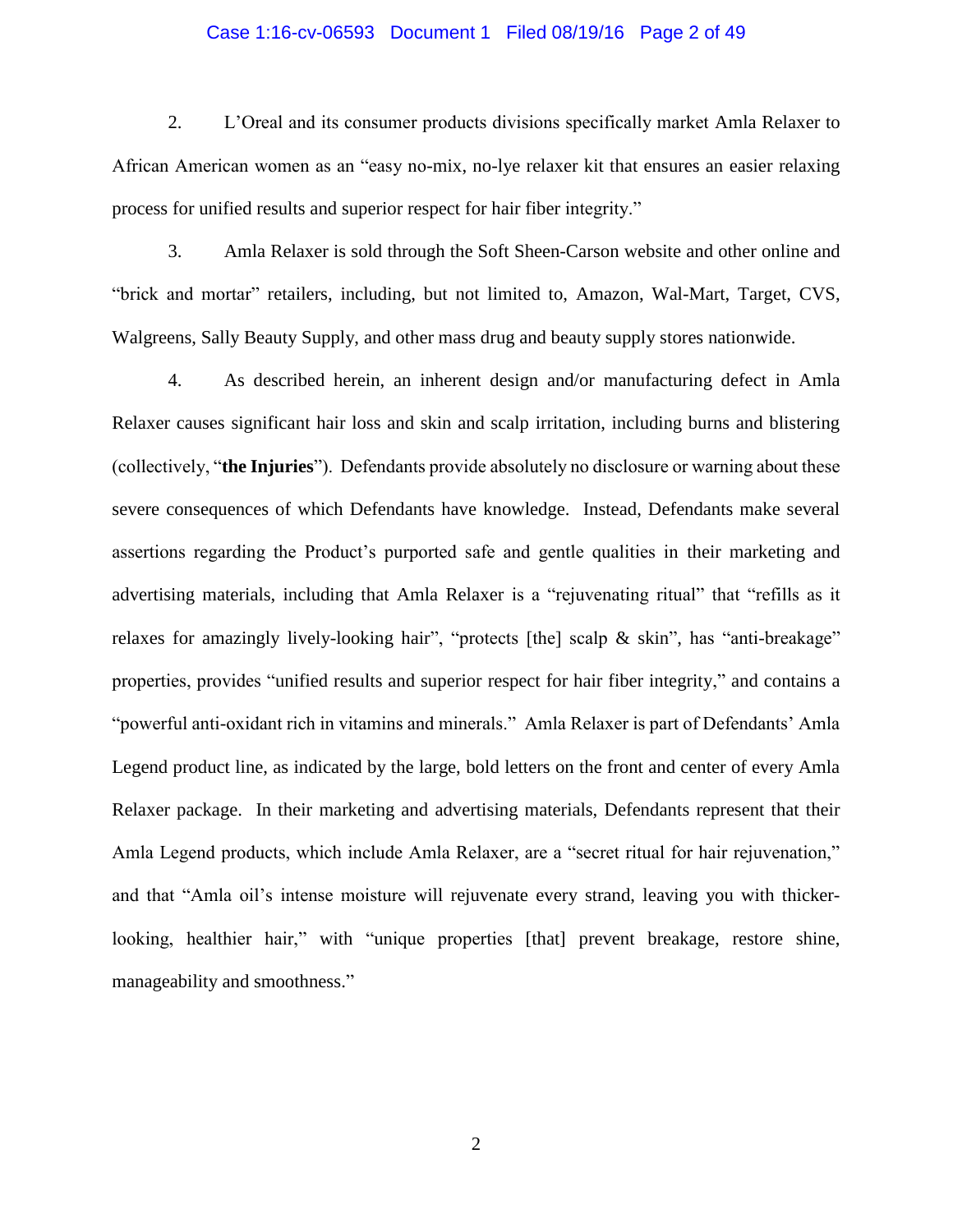2. L'Oreal and its consumer products divisions specifically market Amla Relaxer to African American women as an "easy no-mix, no-lye relaxer kit that ensures an easier relaxing process for unified results and superior respect for hair fiber integrity."

3. Amla Relaxer is sold through the Soft Sheen-Carson website and other online and "brick and mortar" retailers, including, but not limited to, Amazon, Wal-Mart, Target, CVS, Walgreens, Sally Beauty Supply, and other mass drug and beauty supply stores nationwide.

4. As described herein, an inherent design and/or manufacturing defect in Amla Relaxer causes significant hair loss and skin and scalp irritation, including burns and blistering (collectively, "**the Injuries**"). Defendants provide absolutely no disclosure or warning about these severe consequences of which Defendants have knowledge. Instead, Defendants make several assertions regarding the Product's purported safe and gentle qualities in their marketing and advertising materials, including that Amla Relaxer is a "rejuvenating ritual" that "refills as it relaxes for amazingly lively-looking hair", "protects [the] scalp & skin", has "anti-breakage" properties, provides "unified results and superior respect for hair fiber integrity," and contains a "powerful anti-oxidant rich in vitamins and minerals." Amla Relaxer is part of Defendants' Amla Legend product line, as indicated by the large, bold letters on the front and center of every Amla Relaxer package. In their marketing and advertising materials, Defendants represent that their Amla Legend products, which include Amla Relaxer, are a "secret ritual for hair rejuvenation," and that "Amla oil's intense moisture will rejuvenate every strand, leaving you with thicker-looking, healthier hair," with "unique properties [that] prevent breakage, restore shine, manageability and smoothness."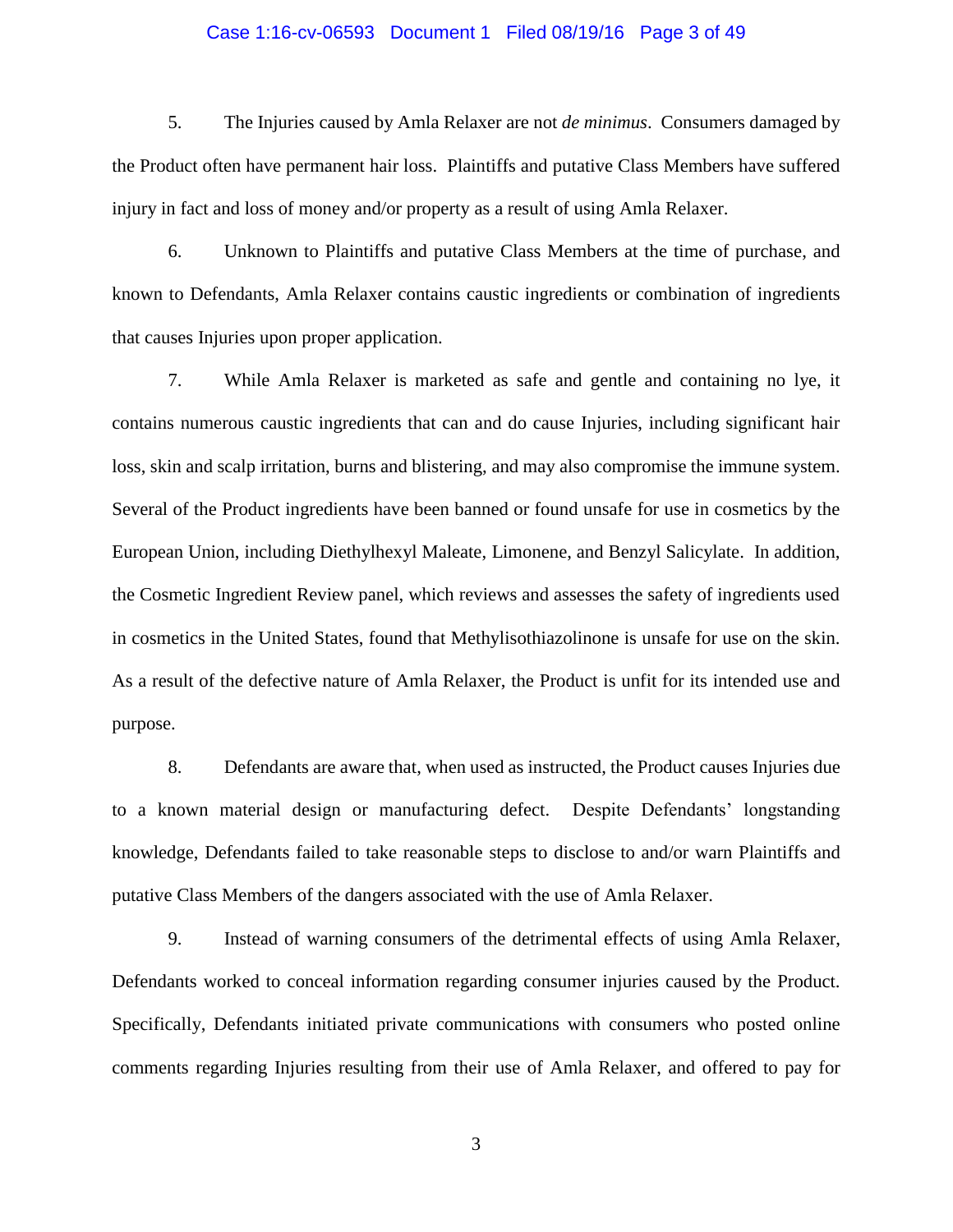5. The Injuries caused by Amla Relaxer are not *de minimus*. Consumers damaged by the Product often have permanent hair loss. Plaintiffs and putative Class Members have suffered injury in fact and loss of money and/or property as a result of using Amla Relaxer.

6. Unknown to Plaintiffs and putative Class Members at the time of purchase, and known to Defendants, Amla Relaxer contains caustic ingredients or combination of ingredients that causes Injuries upon proper application.

7. While Amla Relaxer is marketed as safe and gentle and containing no lye, it contains numerous caustic ingredients that can and do cause Injuries, including significant hair loss, skin and scalp irritation, burns and blistering, and may also compromise the immune system. Several of the Product ingredients have been banned or found unsafe for use in cosmetics by the European Union, including Diethylhexyl Maleate, Limonene, and Benzyl Salicylate. In addition, the Cosmetic Ingredient Review panel, which reviews and assesses the safety of ingredients used in cosmetics in the United States, found that Methylisothiazolinone is unsafe for use on the skin. As a result of the defective nature of Amla Relaxer, the Product is unfit for its intended use and purpose.

8. Defendants are aware that, when used as instructed, the Product causes Injuries due to a known material design or manufacturing defect. Despite Defendants' longstanding knowledge, Defendants failed to take reasonable steps to disclose to and/or warn Plaintiffs and putative Class Members of the dangers associated with the use of Amla Relaxer.

9. Instead of warning consumers of the detrimental effects of using Amla Relaxer, Defendants worked to conceal information regarding consumer injuries caused by the Product. Specifically, Defendants initiated private communications with consumers who posted online comments regarding Injuries resulting from their use of Amla Relaxer, and offered to pay for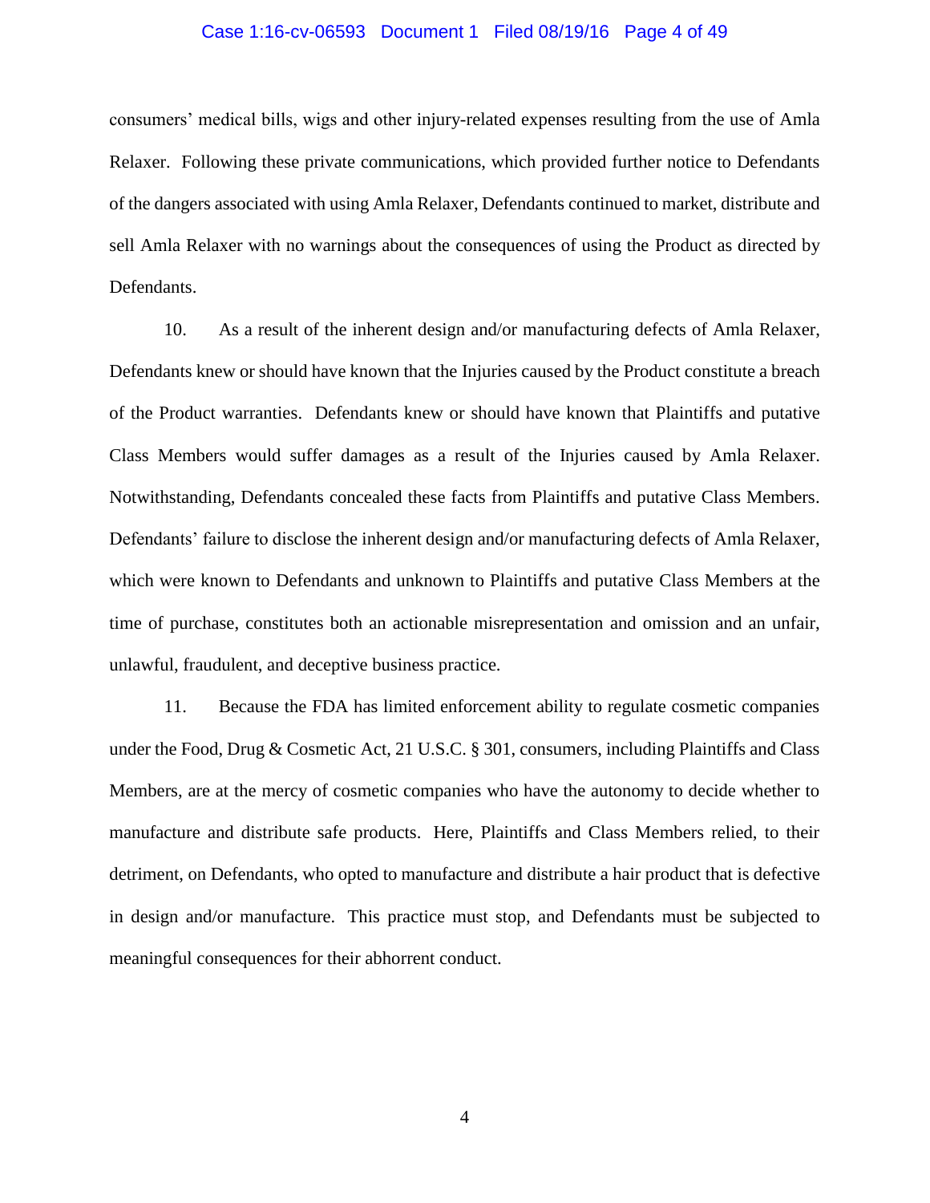consumers' medical bills, wigs and other injury-related expenses resulting from the use of Amla Relaxer. Following these private communications, which provided further notice to Defendants of the dangers associated with using Amla Relaxer, Defendants continued to market, distribute and sell Amla Relaxer with no warnings about the consequences of using the Product as directed by Defendants.

10. As a result of the inherent design and/or manufacturing defects of Amla Relaxer, Defendants knew or should have known that the Injuries caused by the Product constitute a breach of the Product warranties. Defendants knew or should have known that Plaintiffs and putative Class Members would suffer damages as a result of the Injuries caused by Amla Relaxer. Notwithstanding, Defendants concealed these facts from Plaintiffs and putative Class Members. Defendants' failure to disclose the inherent design and/or manufacturing defects of Amla Relaxer, which were known to Defendants and unknown to Plaintiffs and putative Class Members at the time of purchase, constitutes both an actionable misrepresentation and omission and an unfair, unlawful, fraudulent, and deceptive business practice.

11. Because the FDA has limited enforcement ability to regulate cosmetic companies under the Food, Drug & Cosmetic Act, 21 U.S.C. § 301, consumers, including Plaintiffs and Class Members, are at the mercy of cosmetic companies who have the autonomy to decide whether to manufacture and distribute safe products. Here, Plaintiffs and Class Members relied, to their detriment, on Defendants, who opted to manufacture and distribute a hair product that is defective in design and/or manufacture. This practice must stop, and Defendants must be subjected to meaningful consequences for their abhorrent conduct.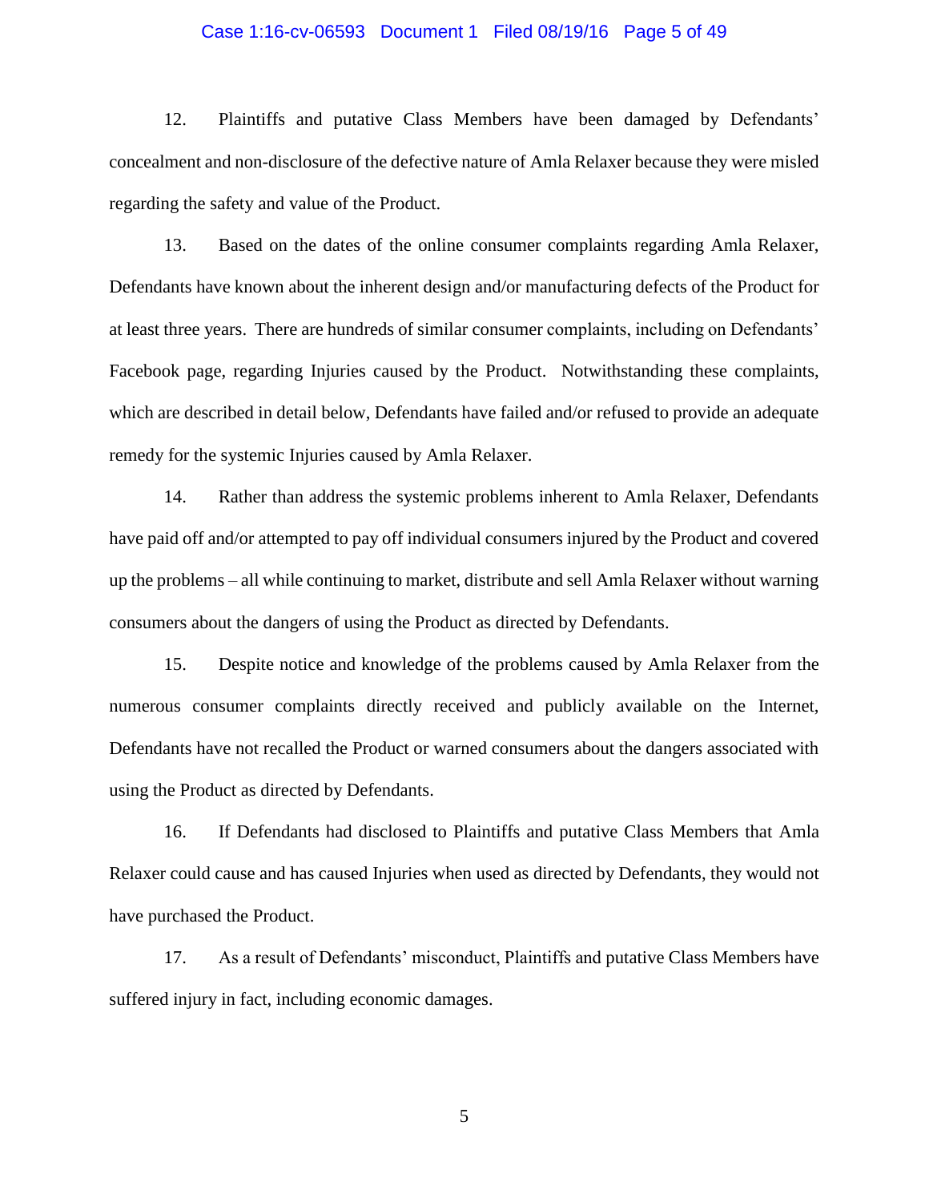12. Plaintiffs and putative Class Members have been damaged by Defendants' concealment and non-disclosure of the defective nature of Amla Relaxer because they were misled regarding the safety and value of the Product.

13. Based on the dates of the online consumer complaints regarding Amla Relaxer, Defendants have known about the inherent design and/or manufacturing defects of the Product for at least three years. There are hundreds of similar consumer complaints, including on Defendants' Facebook page, regarding Injuries caused by the Product. Notwithstanding these complaints, which are described in detail below, Defendants have failed and/or refused to provide an adequate remedy for the systemic Injuries caused by Amla Relaxer.

14. Rather than address the systemic problems inherent to Amla Relaxer, Defendants have paid off and/or attempted to pay off individual consumers injured by the Product and covered up the problems – all while continuing to market, distribute and sell Amla Relaxer without warning consumers about the dangers of using the Product as directed by Defendants.

15. Despite notice and knowledge of the problems caused by Amla Relaxer from the numerous consumer complaints directly received and publicly available on the Internet, Defendants have not recalled the Product or warned consumers about the dangers associated with using the Product as directed by Defendants.

16. If Defendants had disclosed to Plaintiffs and putative Class Members that Amla Relaxer could cause and has caused Injuries when used as directed by Defendants, they would not have purchased the Product.

17. As a result of Defendants' misconduct, Plaintiffs and putative Class Members have suffered injury in fact, including economic damages.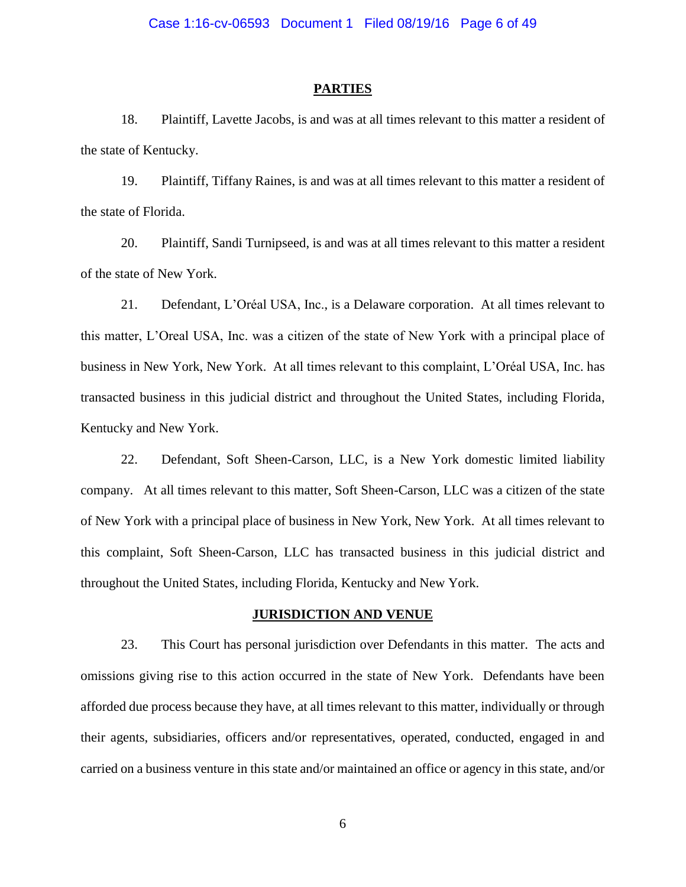## PARTIES

18. Plaintiff, Lavette Jacobs, is and was at all times relevant to this matter a resident of the state of Kentucky.

19. Plaintiff, Tiffany Raines, is and was at all times relevant to this matter a resident of the state of Florida.

20. Plaintiff, Sandi Turnipseed, is and was at all times relevant to this matter a resident of the state of New York.

21. Defendant, L'Oréal USA, Inc., is a Delaware corporation. At all times relevant to this matter, L'Oreal USA, Inc. was a citizen of the state of New York with a principal place of business in New York, New York. At all times relevant to this complaint, L'Oréal USA, Inc. has transacted business in this judicial district and throughout the United States, including Florida, Kentucky and New York.

22. Defendant, Soft Sheen-Carson, LLC, is a New York domestic limited liability company. At all times relevant to this matter, Soft Sheen-Carson, LLC was a citizen of the state of New York with a principal place of business in New York, New York. At all times relevant to this complaint, Soft Sheen-Carson, LLC has transacted business in this judicial district and throughout the United States, including Florida, Kentucky and New York.

## JURISDICTION AND VENUE

23. This Court has personal jurisdiction over Defendants in this matter. The acts and omissions giving rise to this action occurred in the state of New York. Defendants have been afforded due process because they have, at all times relevant to this matter, individually or through their agents, subsidiaries, officers and/or representatives, operated, conducted, engaged in and carried on a business venture in this state and/or maintained an office or agency in this state, and/or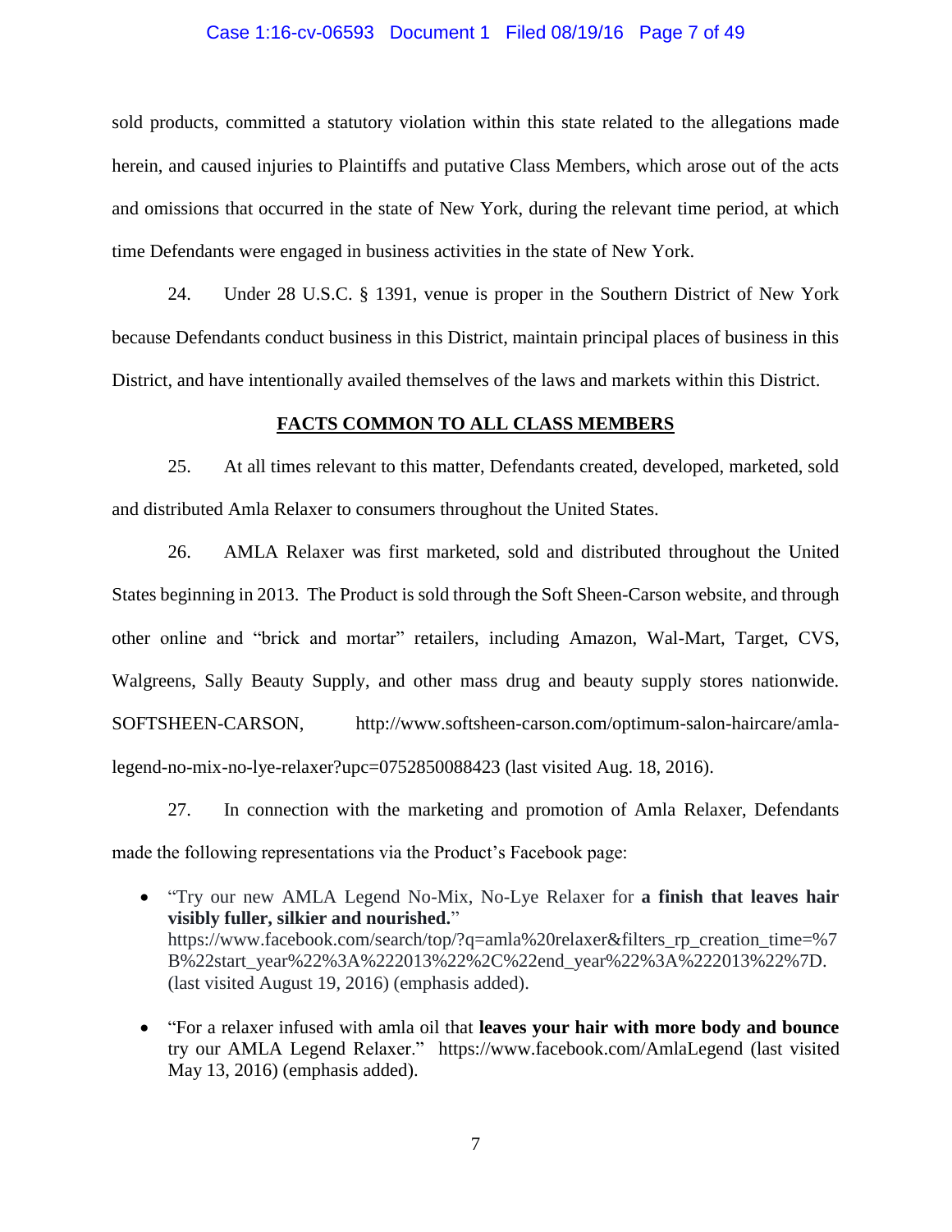sold products, committed a statutory violation within this state related to the allegations made herein, and caused injuries to Plaintiffs and putative Class Members, which arose out of the acts and omissions that occurred in the state of New York, during the relevant time period, at which time Defendants were engaged in business activities in the state of New York.

24. Under 28 U.S.C. § 1391, venue is proper in the Southern District of New York because Defendants conduct business in this District, maintain principal places of business in this District, and have intentionally availed themselves of the laws and markets within this District.

## FACTS COMMON TO ALL CLASS MEMBERS

25. At all times relevant to this matter, Defendants created, developed, marketed, sold and distributed Amla Relaxer to consumers throughout the United States.

26. AMLA Relaxer was first marketed, sold and distributed throughout the United States beginning in 2013. The Product is sold through the Soft Sheen-Carson website, and through other online and "brick and mortar" retailers, including Amazon, Wal-Mart, Target, CVS, Walgreens, Sally Beauty Supply, and other mass drug and beauty supply stores nationwide. SOFTSHEEN-CARSON, http://www.softsheen-carson.com/optimum-salon-haircare/amla-legend-no-mix-no-lye-relaxer?upc=0752850088423 (last visited Aug. 18, 2016).

27. In connection with the marketing and promotion of Amla Relaxer, Defendants made the following representations via the Product's Facebook page:

- "Try our new AMLA Legend No-Mix, No-Lye Relaxer for **a finish that leaves hair visibly fuller, silkier and nourished.**" https://www.facebook.com/search/top/?q=amla%20relaxer&filters_rp_creation_time=%7B%22start_year%22%3A%222013%22%2C%22end_year%22%3A%222013%22%7D. (last visited August 19, 2016) (emphasis added).

- "For a relaxer infused with amla oil that **leaves your hair with more body and bounce** try our AMLA Legend Relaxer." https://www.facebook.com/AmlaLegend (last visited May 13, 2016) (emphasis added).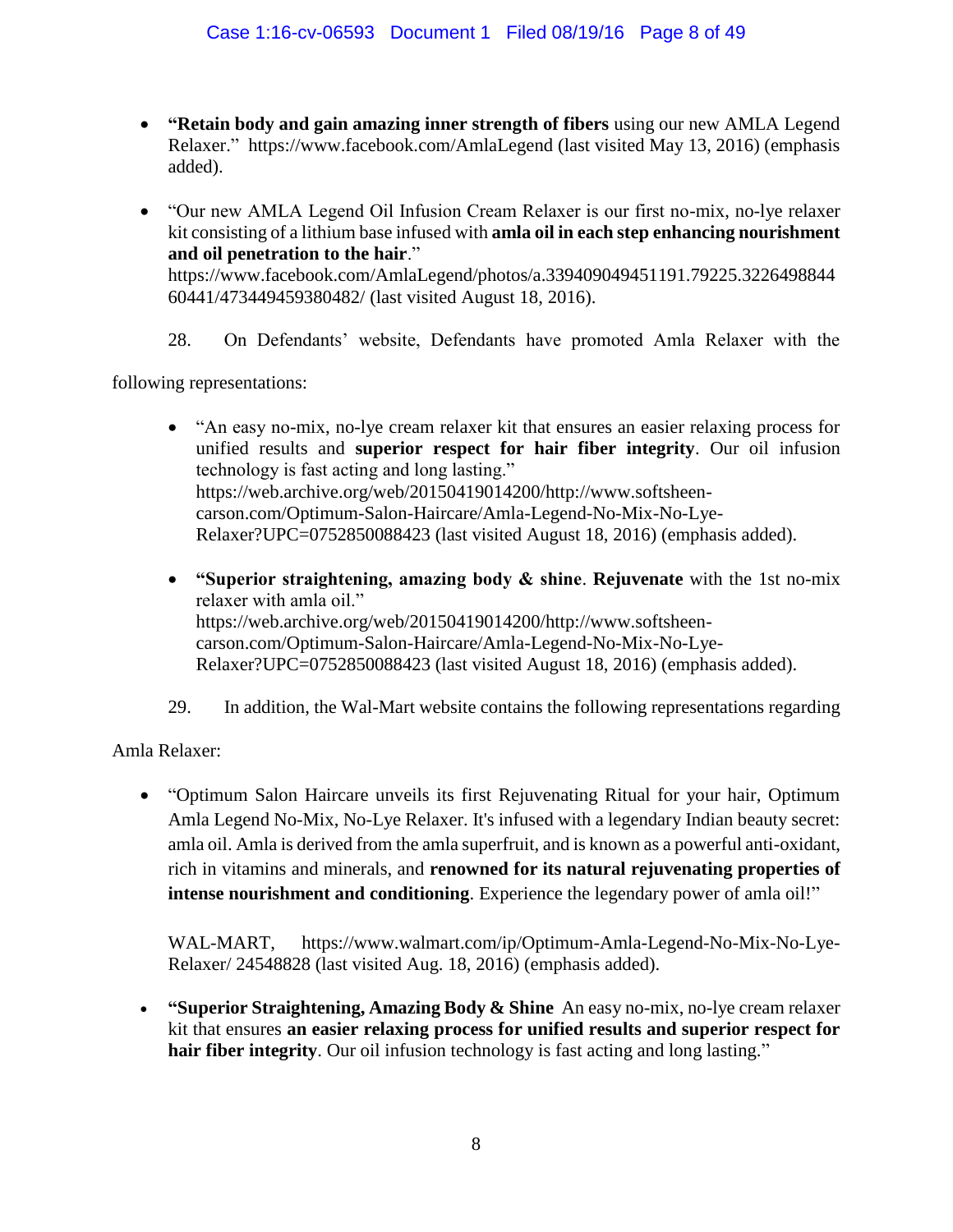- **"Retain body and gain amazing inner strength of fibers** using our new AMLA Legend Relaxer." https://www.facebook.com/AmlaLegend (last visited May 13, 2016) (emphasis added).

- "Our new AMLA Legend Oil Infusion Cream Relaxer is our first no-mix, no-lye relaxer kit consisting of a lithium base infused with **amla oil in each step enhancing nourishment and oil penetration to the hair**." https://www.facebook.com/AmlaLegend/photos/a.339409049451191.79225.322649884460441/473449459380482/ (last visited August 18, 2016).

28. On Defendants' website, Defendants have promoted Amla Relaxer with the following representations:

- "An easy no-mix, no-lye cream relaxer kit that ensures an easier relaxing process for unified results and **superior respect for hair fiber integrity**. Our oil infusion technology is fast acting and long lasting." https://web.archive.org/web/20150419014200/http://www.softsheen-carson.com/Optimum-Salon-Haircare/Amla-Legend-No-Mix-No-Lye-Relaxer?UPC=0752850088423 (last visited August 18, 2016) (emphasis added).

- **"Superior straightening, amazing body & shine**. **Rejuvenate** with the 1st no-mix relaxer with amla oil." https://web.archive.org/web/20150419014200/http://www.softsheen-carson.com/Optimum-Salon-Haircare/Amla-Legend-No-Mix-No-Lye-Relaxer?UPC=0752850088423 (last visited August 18, 2016) (emphasis added).

29. In addition, the Wal-Mart website contains the following representations regarding Amla Relaxer:

- "Optimum Salon Haircare unveils its first Rejuvenating Ritual for your hair, Optimum Amla Legend No-Mix, No-Lye Relaxer. It's infused with a legendary Indian beauty secret: amla oil. Amla is derived from the amla superfruit, and is known as a powerful anti-oxidant, rich in vitamins and minerals, and **renowned for its natural rejuvenating properties of intense nourishment and conditioning**. Experience the legendary power of amla oil!"

  WAL-MART, https://www.walmart.com/ip/Optimum-Amla-Legend-No-Mix-No-Lye-Relaxer/ 24548828 (last visited Aug. 18, 2016) (emphasis added).

- **"Superior Straightening, Amazing Body & Shine** An easy no-mix, no-lye cream relaxer kit that ensures **an easier relaxing process for unified results and superior respect for hair fiber integrity**. Our oil infusion technology is fast acting and long lasting."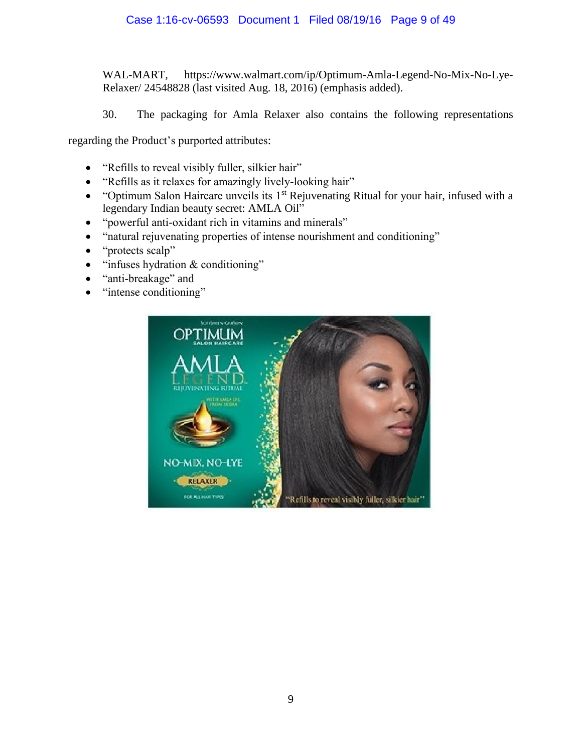WAL-MART, https://www.walmart.com/ip/Optimum-Amla-Legend-No-Mix-No-Lye-Relaxer/ 24548828 (last visited Aug. 18, 2016) (emphasis added).

30. The packaging for Amla Relaxer also contains the following representations regarding the Product's purported attributes:

- "Refills to reveal visibly fuller, silkier hair"
- "Refills as it relaxes for amazingly lively-looking hair"
- "Optimum Salon Haircare unveils its 1st Rejuvenating Ritual for your hair, infused with a legendary Indian beauty secret: AMLA Oil"
- "powerful anti-oxidant rich in vitamins and minerals"
- "natural rejuvenating properties of intense nourishment and conditioning"
- "protects scalp"
- "infuses hydration & conditioning"
- "anti-breakage" and
- "intense conditioning"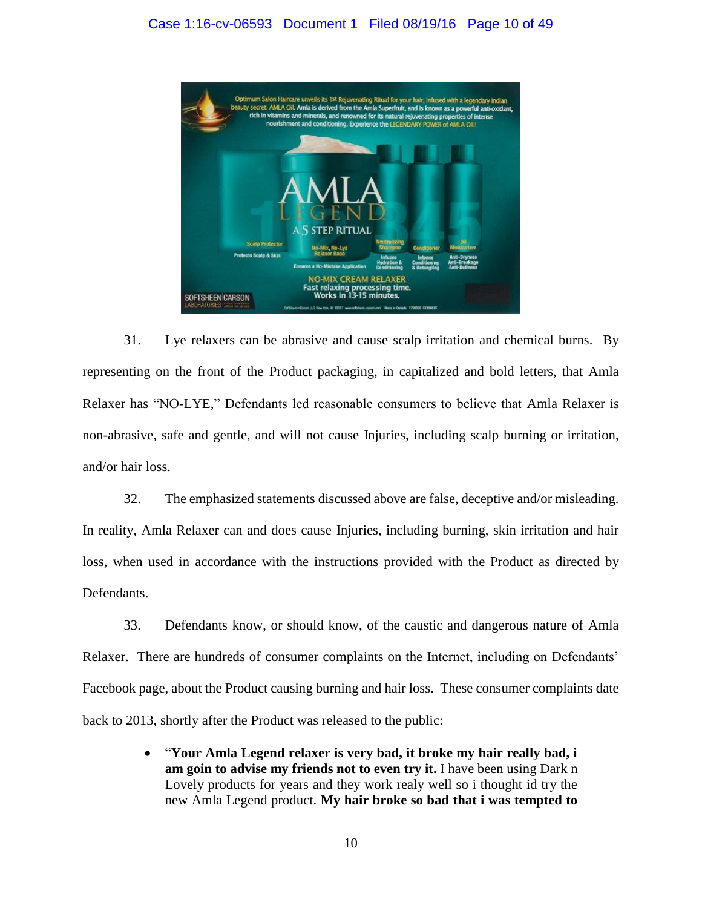31. Lye relaxers can be abrasive and cause scalp irritation and chemical burns. By representing on the front of the Product packaging, in capitalized and bold letters, that Amla Relaxer has "NO-LYE," Defendants led reasonable consumers to believe that Amla Relaxer is non-abrasive, safe and gentle, and will not cause Injuries, including scalp burning or irritation, and/or hair loss.

32. The emphasized statements discussed above are false, deceptive and/or misleading. In reality, Amla Relaxer can and does cause Injuries, including burning, skin irritation and hair loss, when used in accordance with the instructions provided with the Product as directed by Defendants.

33. Defendants know, or should know, of the caustic and dangerous nature of Amla Relaxer. There are hundreds of consumer complaints on the Internet, including on Defendants' Facebook page, about the Product causing burning and hair loss. These consumer complaints date back to 2013, shortly after the Product was released to the public:

- "**Your Amla Legend relaxer is very bad, it broke my hair really bad, i am goin to advise my friends not to even try it.** I have been using Dark n Lovely products for years and they work realy well so i thought id try the new Amla Legend product. **My hair broke so bad that i was tempted to**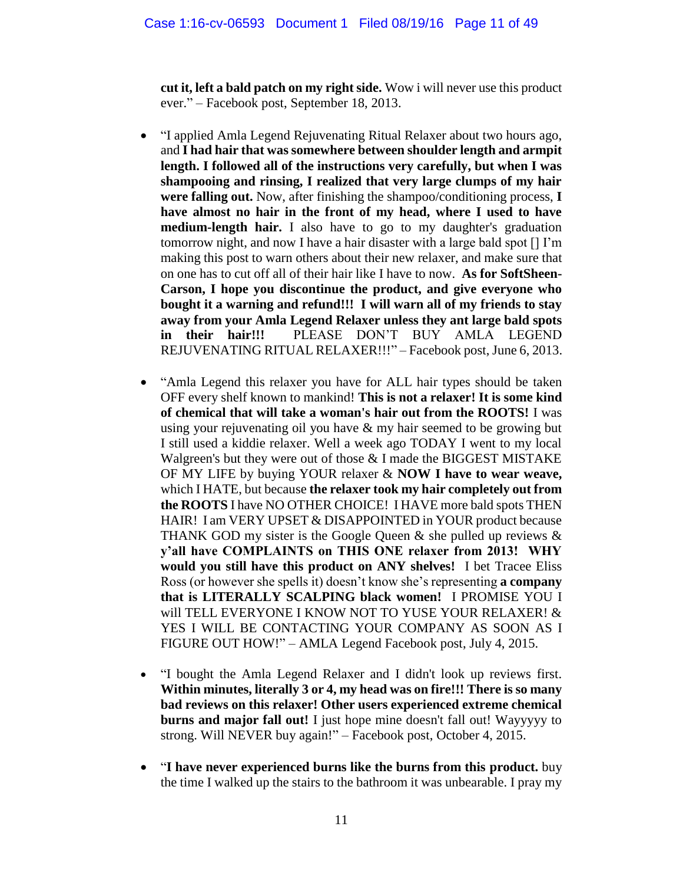**cut it, left a bald patch on my right side.** Wow i will never use this product ever." – Facebook post, September 18, 2013.

- "I applied Amla Legend Rejuvenating Ritual Relaxer about two hours ago, and **I had hair that was somewhere between shoulder length and armpit length. I followed all of the instructions very carefully, but when I was shampooing and rinsing, I realized that very large clumps of my hair were falling out.** Now, after finishing the shampoo/conditioning process, **I have almost no hair in the front of my head, where I used to have medium-length hair.** I also have to go to my daughter's graduation tomorrow night, and now I have a hair disaster with a large bald spot [] I'm making this post to warn others about their new relaxer, and make sure that on one has to cut off all of their hair like I have to now. **As for SoftSheen-Carson, I hope you discontinue the product, and give everyone who bought it a warning and refund!!! I will warn all of my friends to stay away from your Amla Legend Relaxer unless they ant large bald spots in their hair!!!** PLEASE DON'T BUY AMLA LEGEND REJUVENATING RITUAL RELAXER!!!" – Facebook post, June 6, 2013.

- "Amla Legend this relaxer you have for ALL hair types should be taken OFF every shelf known to mankind! **This is not a relaxer! It is some kind of chemical that will take a woman's hair out from the ROOTS!** I was using your rejuvenating oil you have & my hair seemed to be growing but I still used a kiddie relaxer. Well a week ago TODAY I went to my local Walgreen's but they were out of those & I made the BIGGEST MISTAKE OF MY LIFE by buying YOUR relaxer & **NOW I have to wear weave,** which I HATE, but because **the relaxer took my hair completely out from the ROOTS** I have NO OTHER CHOICE! I HAVE more bald spots THEN HAIR! I am VERY UPSET & DISAPPOINTED in YOUR product because THANK GOD my sister is the Google Queen & she pulled up reviews & **y'all have COMPLAINTS on THIS ONE relaxer from 2013! WHY would you still have this product on ANY shelves!** I bet Tracee Eliss Ross (or however she spells it) doesn't know she's representing **a company that is LITERALLY SCALPING black women!** I PROMISE YOU I will TELL EVERYONE I KNOW NOT TO YUSE YOUR RELAXER! & YES I WILL BE CONTACTING YOUR COMPANY AS SOON AS I FIGURE OUT HOW!" – AMLA Legend Facebook post, July 4, 2015.

- "I bought the Amla Legend Relaxer and I didn't look up reviews first. **Within minutes, literally 3 or 4, my head was on fire!!! There is so many bad reviews on this relaxer! Other users experienced extreme chemical burns and major fall out!** I just hope mine doesn't fall out! Wayyyyy to strong. Will NEVER buy again!" – Facebook post, October 4, 2015.

- "**I have never experienced burns like the burns from this product.** buy the time I walked up the stairs to the bathroom it was unbearable. I pray my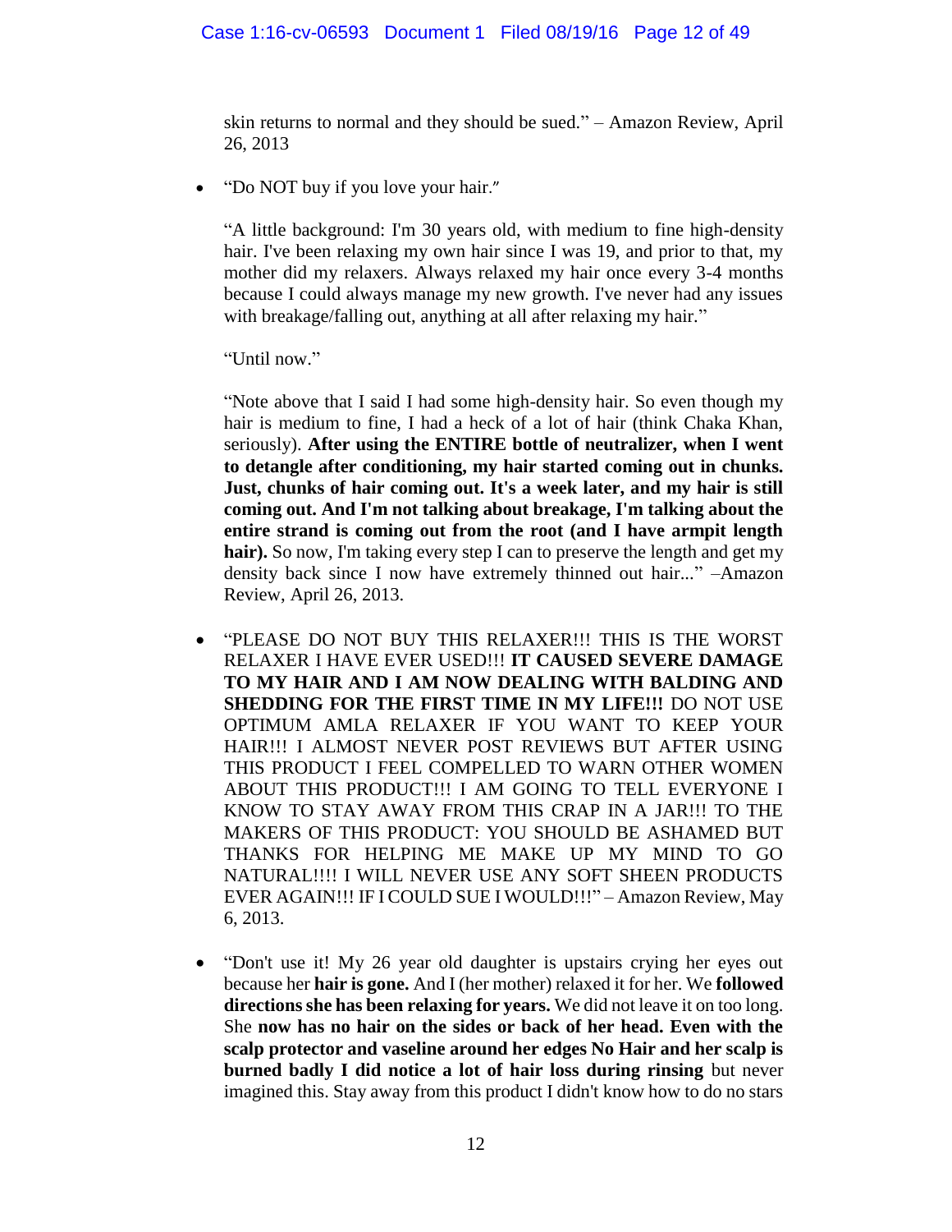skin returns to normal and they should be sued." – Amazon Review, April 26, 2013

- "Do NOT buy if you love your hair."

  "A little background: I'm 30 years old, with medium to fine high-density hair. I've been relaxing my own hair since I was 19, and prior to that, my mother did my relaxers. Always relaxed my hair once every 3-4 months because I could always manage my new growth. I've never had any issues with breakage/falling out, anything at all after relaxing my hair."

  "Until now."

  "Note above that I said I had some high-density hair. So even though my hair is medium to fine, I had a heck of a lot of hair (think Chaka Khan, seriously). **After using the ENTIRE bottle of neutralizer, when I went to detangle after conditioning, my hair started coming out in chunks. Just, chunks of hair coming out. It's a week later, and my hair is still coming out. And I'm not talking about breakage, I'm talking about the entire strand is coming out from the root (and I have armpit length hair).** So now, I'm taking every step I can to preserve the length and get my density back since I now have extremely thinned out hair..." –Amazon Review, April 26, 2013.

- "PLEASE DO NOT BUY THIS RELAXER!!! THIS IS THE WORST RELAXER I HAVE EVER USED!!! **IT CAUSED SEVERE DAMAGE TO MY HAIR AND I AM NOW DEALING WITH BALDING AND SHEDDING FOR THE FIRST TIME IN MY LIFE!!!** DO NOT USE OPTIMUM AMLA RELAXER IF YOU WANT TO KEEP YOUR HAIR!!! I ALMOST NEVER POST REVIEWS BUT AFTER USING THIS PRODUCT I FEEL COMPELLED TO WARN OTHER WOMEN ABOUT THIS PRODUCT!!! I AM GOING TO TELL EVERYONE I KNOW TO STAY AWAY FROM THIS CRAP IN A JAR!!! TO THE MAKERS OF THIS PRODUCT: YOU SHOULD BE ASHAMED BUT THANKS FOR HELPING ME MAKE UP MY MIND TO GO NATURAL!!!! I WILL NEVER USE ANY SOFT SHEEN PRODUCTS EVER AGAIN!!! IF I COULD SUE I WOULD!!!" – Amazon Review, May 6, 2013.

- "Don't use it! My 26 year old daughter is upstairs crying her eyes out because her **hair is gone.** And I (her mother) relaxed it for her. We **followed directions she has been relaxing for years.** We did not leave it on too long. She **now has no hair on the sides or back of her head. Even with the scalp protector and vaseline around her edges No Hair and her scalp is burned badly I did notice a lot of hair loss during rinsing** but never imagined this. Stay away from this product I didn't know how to do no stars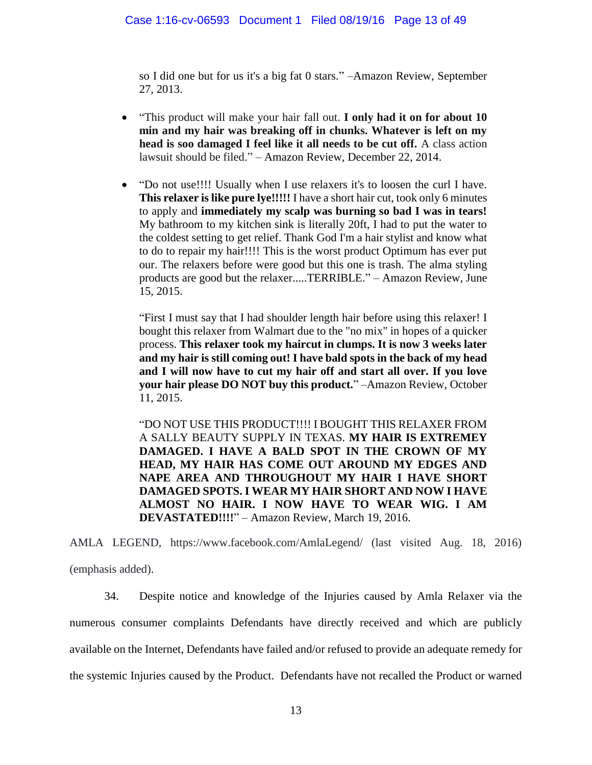so I did one but for us it's a big fat 0 stars." –Amazon Review, September 27, 2013.

- "This product will make your hair fall out. **I only had it on for about 10 min and my hair was breaking off in chunks. Whatever is left on my head is soo damaged I feel like it all needs to be cut off.** A class action lawsuit should be filed." – Amazon Review, December 22, 2014.

- "Do not use!!!! Usually when I use relaxers it's to loosen the curl I have. **This relaxer is like pure lye!!!!!** I have a short hair cut, took only 6 minutes to apply and **immediately my scalp was burning so bad I was in tears!** My bathroom to my kitchen sink is literally 20ft, I had to put the water to the coldest setting to get relief. Thank God I'm a hair stylist and know what to do to repair my hair!!!! This is the worst product Optimum has ever put our. The relaxers before were good but this one is trash. The alma styling products are good but the relaxer.....TERRIBLE." – Amazon Review, June 15, 2015.

  "First I must say that I had shoulder length hair before using this relaxer! I bought this relaxer from Walmart due to the "no mix" in hopes of a quicker process. **This relaxer took my haircut in clumps. It is now 3 weeks later and my hair is still coming out! I have bald spots in the back of my head and I will now have to cut my hair off and start all over. If you love your hair please DO NOT buy this product.**" –Amazon Review, October 11, 2015.

  "DO NOT USE THIS PRODUCT!!!! I BOUGHT THIS RELAXER FROM A SALLY BEAUTY SUPPLY IN TEXAS. **MY HAIR IS EXTREMEY DAMAGED. I HAVE A BALD SPOT IN THE CROWN OF MY HEAD, MY HAIR HAS COME OUT AROUND MY EDGES AND NAPE AREA AND THROUGHOUT MY HAIR I HAVE SHORT DAMAGED SPOTS. I WEAR MY HAIR SHORT AND NOW I HAVE ALMOST NO HAIR. I NOW HAVE TO WEAR WIG. I AM DEVASTATED!!!!**" – Amazon Review, March 19, 2016.

AMLA LEGEND, https://www.facebook.com/AmlaLegend/ (last visited Aug. 18, 2016) (emphasis added).

34. Despite notice and knowledge of the Injuries caused by Amla Relaxer via the numerous consumer complaints Defendants have directly received and which are publicly available on the Internet, Defendants have failed and/or refused to provide an adequate remedy for the systemic Injuries caused by the Product. Defendants have not recalled the Product or warned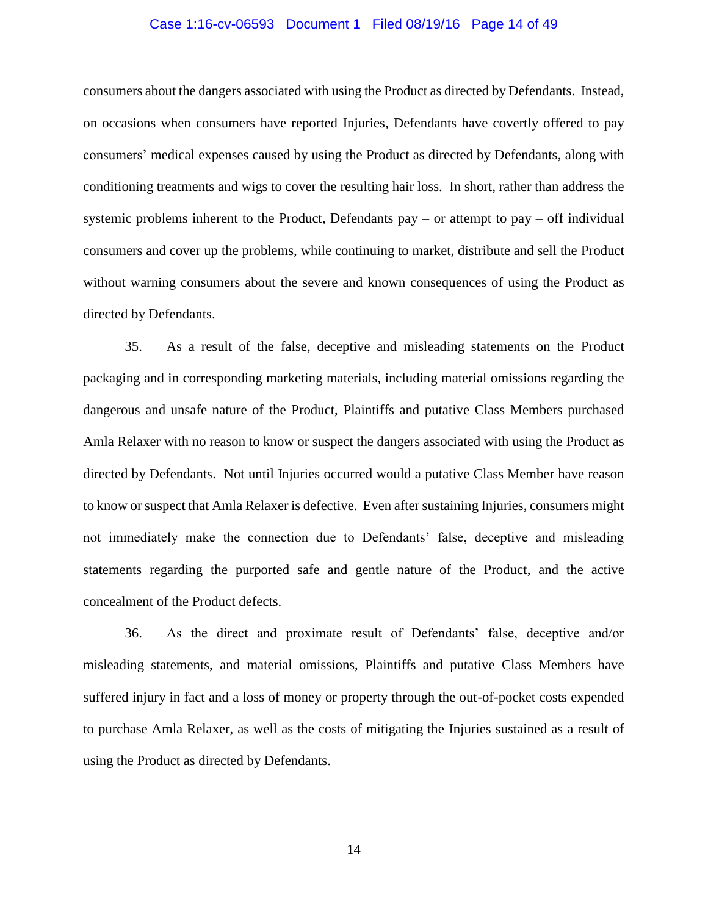consumers about the dangers associated with using the Product as directed by Defendants. Instead, on occasions when consumers have reported Injuries, Defendants have covertly offered to pay consumers' medical expenses caused by using the Product as directed by Defendants, along with conditioning treatments and wigs to cover the resulting hair loss. In short, rather than address the systemic problems inherent to the Product, Defendants pay – or attempt to pay – off individual consumers and cover up the problems, while continuing to market, distribute and sell the Product without warning consumers about the severe and known consequences of using the Product as directed by Defendants.

35. As a result of the false, deceptive and misleading statements on the Product packaging and in corresponding marketing materials, including material omissions regarding the dangerous and unsafe nature of the Product, Plaintiffs and putative Class Members purchased Amla Relaxer with no reason to know or suspect the dangers associated with using the Product as directed by Defendants. Not until Injuries occurred would a putative Class Member have reason to know or suspect that Amla Relaxer is defective. Even after sustaining Injuries, consumers might not immediately make the connection due to Defendants' false, deceptive and misleading statements regarding the purported safe and gentle nature of the Product, and the active concealment of the Product defects.

36. As the direct and proximate result of Defendants' false, deceptive and/or misleading statements, and material omissions, Plaintiffs and putative Class Members have suffered injury in fact and a loss of money or property through the out-of-pocket costs expended to purchase Amla Relaxer, as well as the costs of mitigating the Injuries sustained as a result of using the Product as directed by Defendants.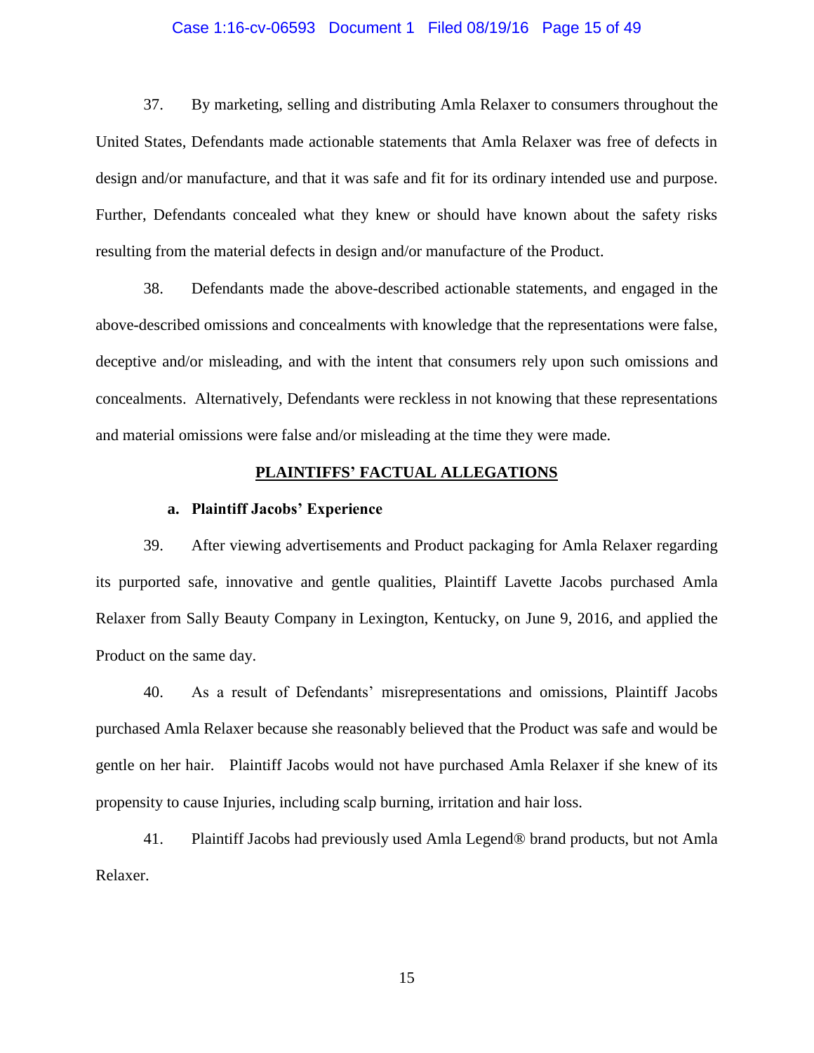37. By marketing, selling and distributing Amla Relaxer to consumers throughout the United States, Defendants made actionable statements that Amla Relaxer was free of defects in design and/or manufacture, and that it was safe and fit for its ordinary intended use and purpose. Further, Defendants concealed what they knew or should have known about the safety risks resulting from the material defects in design and/or manufacture of the Product.

38. Defendants made the above-described actionable statements, and engaged in the above-described omissions and concealments with knowledge that the representations were false, deceptive and/or misleading, and with the intent that consumers rely upon such omissions and concealments. Alternatively, Defendants were reckless in not knowing that these representations and material omissions were false and/or misleading at the time they were made.

## PLAINTIFFS' FACTUAL ALLEGATIONS

### a. Plaintiff Jacobs' Experience

39. After viewing advertisements and Product packaging for Amla Relaxer regarding its purported safe, innovative and gentle qualities, Plaintiff Lavette Jacobs purchased Amla Relaxer from Sally Beauty Company in Lexington, Kentucky, on June 9, 2016, and applied the Product on the same day.

40. As a result of Defendants' misrepresentations and omissions, Plaintiff Jacobs purchased Amla Relaxer because she reasonably believed that the Product was safe and would be gentle on her hair. Plaintiff Jacobs would not have purchased Amla Relaxer if she knew of its propensity to cause Injuries, including scalp burning, irritation and hair loss.

41. Plaintiff Jacobs had previously used Amla Legend® brand products, but not Amla Relaxer.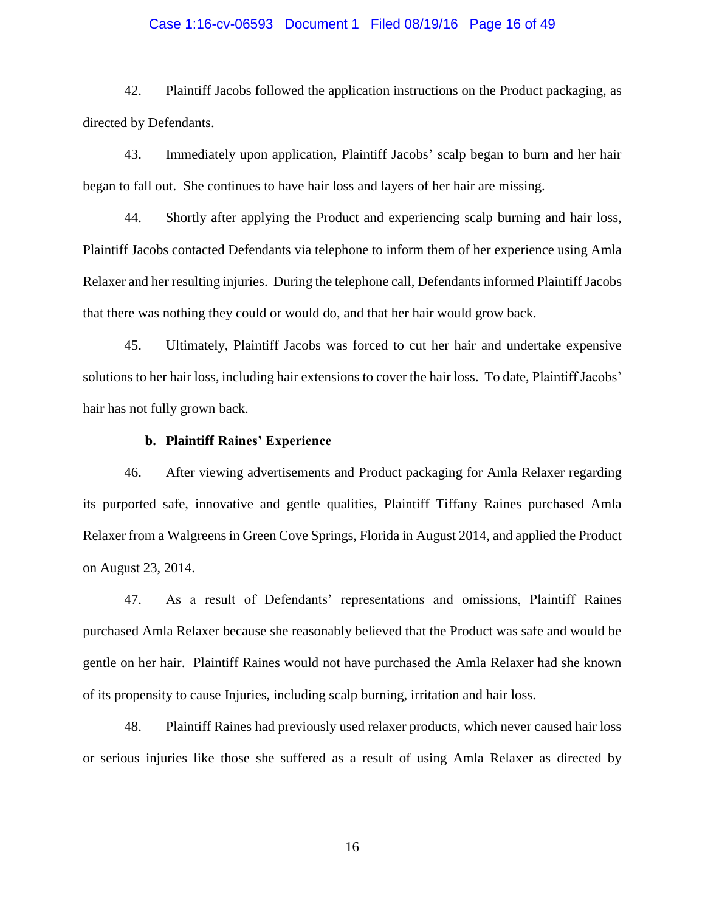42. Plaintiff Jacobs followed the application instructions on the Product packaging, as directed by Defendants.

43. Immediately upon application, Plaintiff Jacobs' scalp began to burn and her hair began to fall out. She continues to have hair loss and layers of her hair are missing.

44. Shortly after applying the Product and experiencing scalp burning and hair loss, Plaintiff Jacobs contacted Defendants via telephone to inform them of her experience using Amla Relaxer and her resulting injuries. During the telephone call, Defendants informed Plaintiff Jacobs that there was nothing they could or would do, and that her hair would grow back.

45. Ultimately, Plaintiff Jacobs was forced to cut her hair and undertake expensive solutions to her hair loss, including hair extensions to cover the hair loss. To date, Plaintiff Jacobs' hair has not fully grown back.

**b. Plaintiff Raines' Experience**

46. After viewing advertisements and Product packaging for Amla Relaxer regarding its purported safe, innovative and gentle qualities, Plaintiff Tiffany Raines purchased Amla Relaxer from a Walgreens in Green Cove Springs, Florida in August 2014, and applied the Product on August 23, 2014.

47. As a result of Defendants' representations and omissions, Plaintiff Raines purchased Amla Relaxer because she reasonably believed that the Product was safe and would be gentle on her hair. Plaintiff Raines would not have purchased the Amla Relaxer had she known of its propensity to cause Injuries, including scalp burning, irritation and hair loss.

48. Plaintiff Raines had previously used relaxer products, which never caused hair loss or serious injuries like those she suffered as a result of using Amla Relaxer as directed by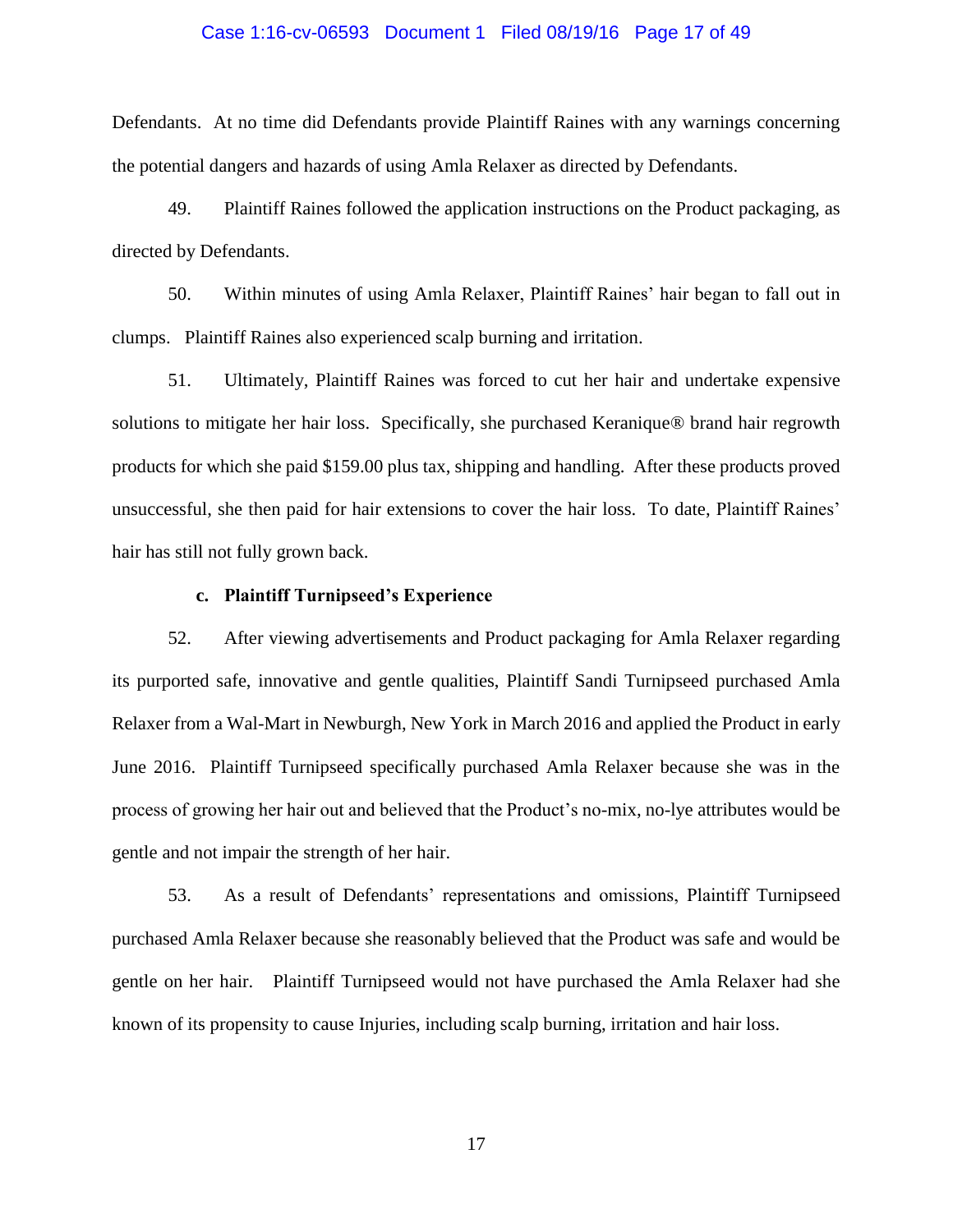Defendants. At no time did Defendants provide Plaintiff Raines with any warnings concerning the potential dangers and hazards of using Amla Relaxer as directed by Defendants.

49. Plaintiff Raines followed the application instructions on the Product packaging, as directed by Defendants.

50. Within minutes of using Amla Relaxer, Plaintiff Raines' hair began to fall out in clumps. Plaintiff Raines also experienced scalp burning and irritation.

51. Ultimately, Plaintiff Raines was forced to cut her hair and undertake expensive solutions to mitigate her hair loss. Specifically, she purchased Keranique® brand hair regrowth products for which she paid $159.00 plus tax, shipping and handling. After these products proved unsuccessful, she then paid for hair extensions to cover the hair loss. To date, Plaintiff Raines' hair has still not fully grown back.

**c. Plaintiff Turnipseed's Experience**

52. After viewing advertisements and Product packaging for Amla Relaxer regarding its purported safe, innovative and gentle qualities, Plaintiff Sandi Turnipseed purchased Amla Relaxer from a Wal-Mart in Newburgh, New York in March 2016 and applied the Product in early June 2016. Plaintiff Turnipseed specifically purchased Amla Relaxer because she was in the process of growing her hair out and believed that the Product's no-mix, no-lye attributes would be gentle and not impair the strength of her hair.

53. As a result of Defendants' representations and omissions, Plaintiff Turnipseed purchased Amla Relaxer because she reasonably believed that the Product was safe and would be gentle on her hair. Plaintiff Turnipseed would not have purchased the Amla Relaxer had she known of its propensity to cause Injuries, including scalp burning, irritation and hair loss.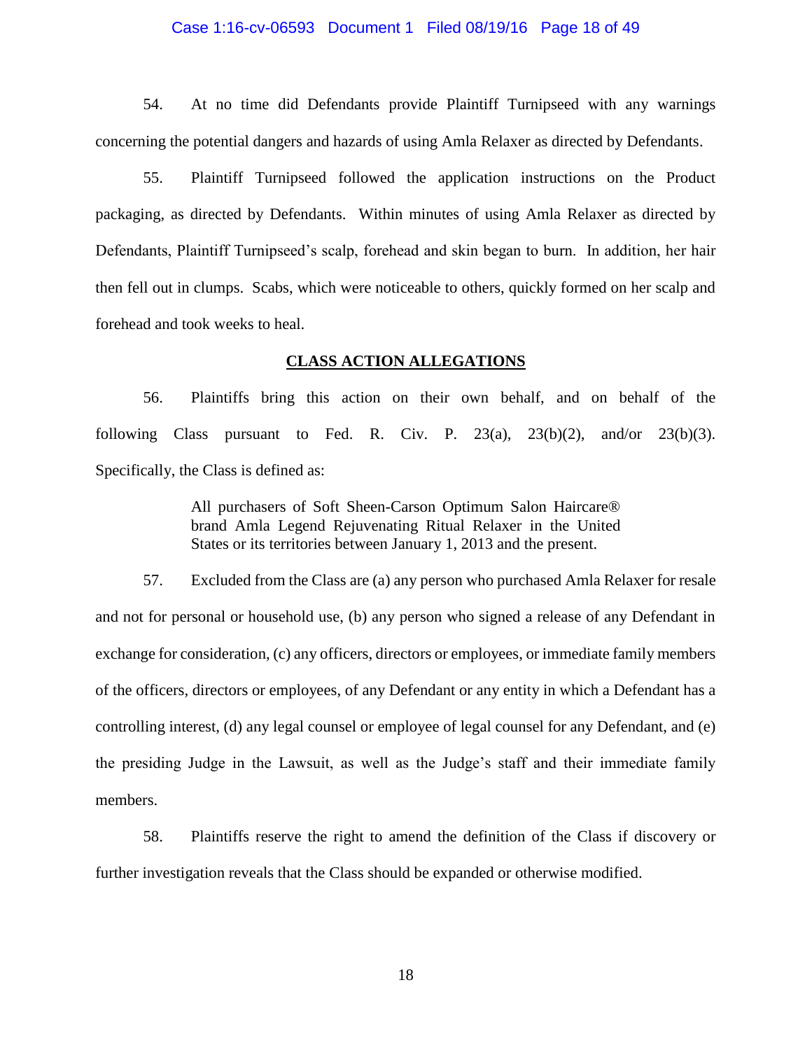54. At no time did Defendants provide Plaintiff Turnipseed with any warnings concerning the potential dangers and hazards of using Amla Relaxer as directed by Defendants.

55. Plaintiff Turnipseed followed the application instructions on the Product packaging, as directed by Defendants. Within minutes of using Amla Relaxer as directed by Defendants, Plaintiff Turnipseed's scalp, forehead and skin began to burn. In addition, her hair then fell out in clumps. Scabs, which were noticeable to others, quickly formed on her scalp and forehead and took weeks to heal.

## CLASS ACTION ALLEGATIONS

56. Plaintiffs bring this action on their own behalf, and on behalf of the following Class pursuant to Fed. R. Civ. P. 23(a), 23(b)(2), and/or 23(b)(3). Specifically, the Class is defined as:

> All purchasers of Soft Sheen-Carson Optimum Salon Haircare® brand Amla Legend Rejuvenating Ritual Relaxer in the United States or its territories between January 1, 2013 and the present.

57. Excluded from the Class are (a) any person who purchased Amla Relaxer for resale and not for personal or household use, (b) any person who signed a release of any Defendant in exchange for consideration, (c) any officers, directors or employees, or immediate family members of the officers, directors or employees, of any Defendant or any entity in which a Defendant has a controlling interest, (d) any legal counsel or employee of legal counsel for any Defendant, and (e) the presiding Judge in the Lawsuit, as well as the Judge's staff and their immediate family members.

58. Plaintiffs reserve the right to amend the definition of the Class if discovery or further investigation reveals that the Class should be expanded or otherwise modified.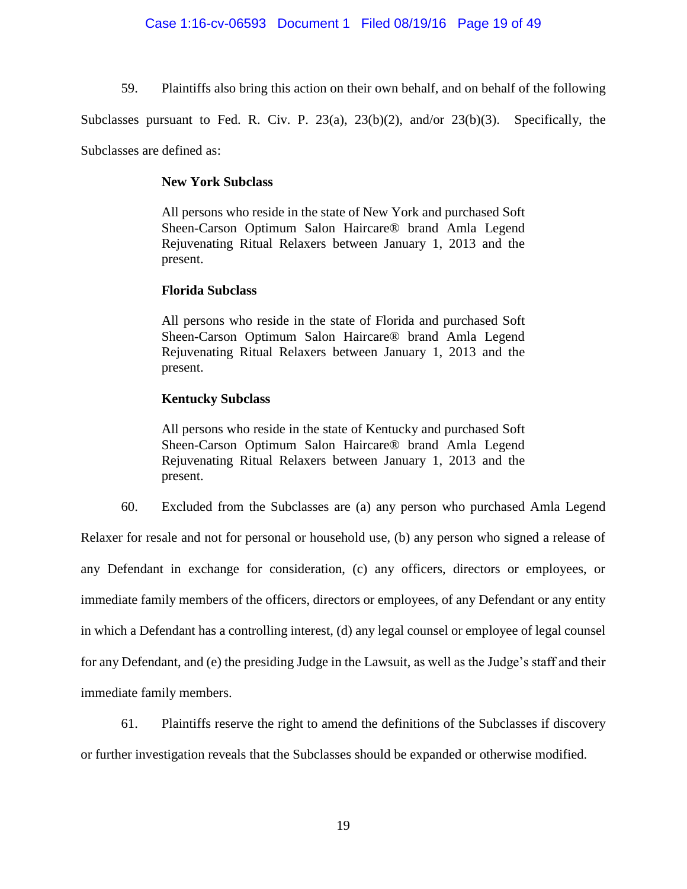59. Plaintiffs also bring this action on their own behalf, and on behalf of the following Subclasses pursuant to Fed. R. Civ. P. 23(a), 23(b)(2), and/or 23(b)(3). Specifically, the Subclasses are defined as:

> **New York Subclass**
>
> All persons who reside in the state of New York and purchased Soft Sheen-Carson Optimum Salon Haircare® brand Amla Legend Rejuvenating Ritual Relaxers between January 1, 2013 and the present.
>
> **Florida Subclass**
>
> All persons who reside in the state of Florida and purchased Soft Sheen-Carson Optimum Salon Haircare® brand Amla Legend Rejuvenating Ritual Relaxers between January 1, 2013 and the present.
>
> **Kentucky Subclass**
>
> All persons who reside in the state of Kentucky and purchased Soft Sheen-Carson Optimum Salon Haircare® brand Amla Legend Rejuvenating Ritual Relaxers between January 1, 2013 and the present.

60. Excluded from the Subclasses are (a) any person who purchased Amla Legend Relaxer for resale and not for personal or household use, (b) any person who signed a release of any Defendant in exchange for consideration, (c) any officers, directors or employees, or immediate family members of the officers, directors or employees, of any Defendant or any entity in which a Defendant has a controlling interest, (d) any legal counsel or employee of legal counsel for any Defendant, and (e) the presiding Judge in the Lawsuit, as well as the Judge's staff and their immediate family members.

61. Plaintiffs reserve the right to amend the definitions of the Subclasses if discovery or further investigation reveals that the Subclasses should be expanded or otherwise modified.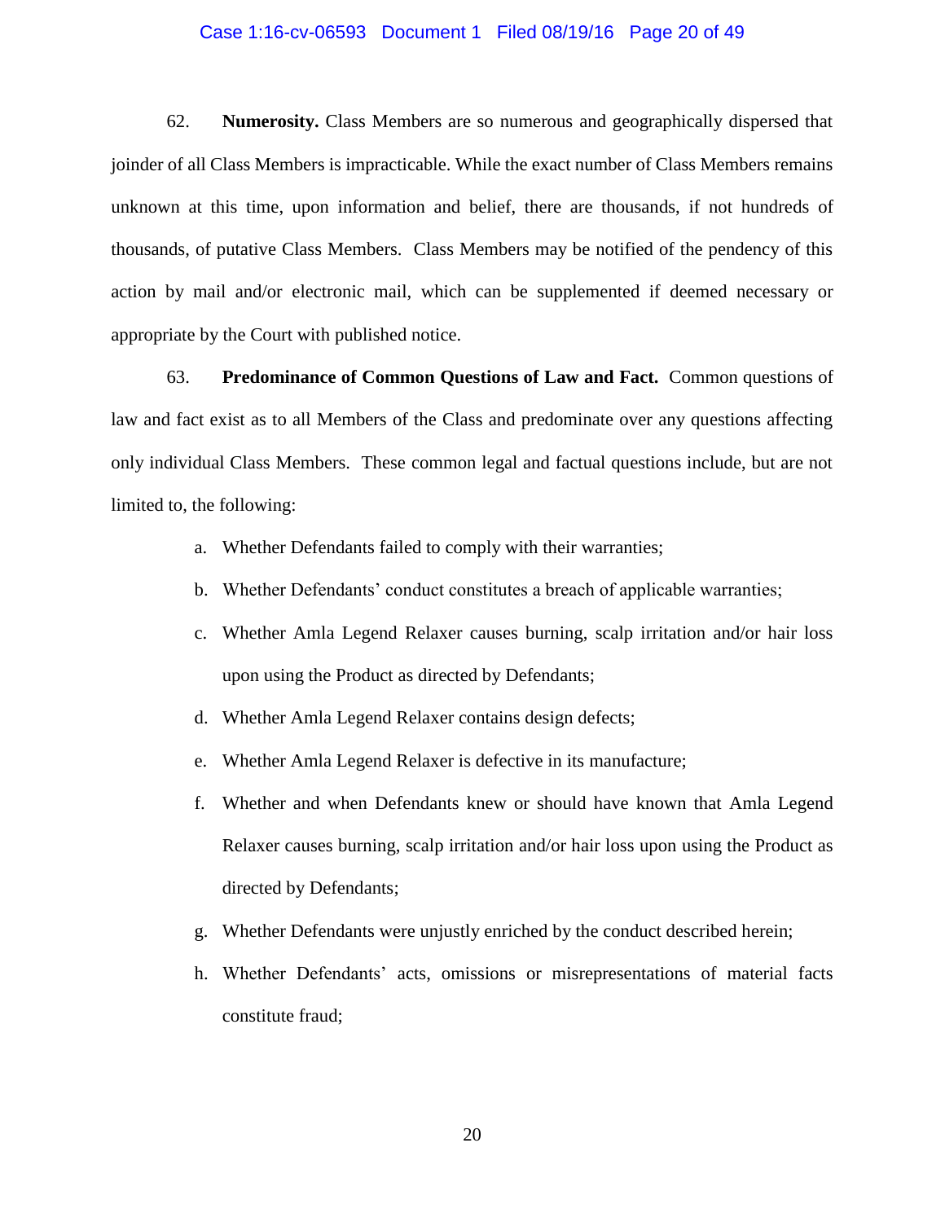62. **Numerosity.** Class Members are so numerous and geographically dispersed that joinder of all Class Members is impracticable. While the exact number of Class Members remains unknown at this time, upon information and belief, there are thousands, if not hundreds of thousands, of putative Class Members. Class Members may be notified of the pendency of this action by mail and/or electronic mail, which can be supplemented if deemed necessary or appropriate by the Court with published notice.

63. **Predominance of Common Questions of Law and Fact.** Common questions of law and fact exist as to all Members of the Class and predominate over any questions affecting only individual Class Members. These common legal and factual questions include, but are not limited to, the following:

a. Whether Defendants failed to comply with their warranties;

b. Whether Defendants' conduct constitutes a breach of applicable warranties;

c. Whether Amla Legend Relaxer causes burning, scalp irritation and/or hair loss upon using the Product as directed by Defendants;

d. Whether Amla Legend Relaxer contains design defects;

e. Whether Amla Legend Relaxer is defective in its manufacture;

f. Whether and when Defendants knew or should have known that Amla Legend Relaxer causes burning, scalp irritation and/or hair loss upon using the Product as directed by Defendants;

g. Whether Defendants were unjustly enriched by the conduct described herein;

h. Whether Defendants' acts, omissions or misrepresentations of material facts constitute fraud;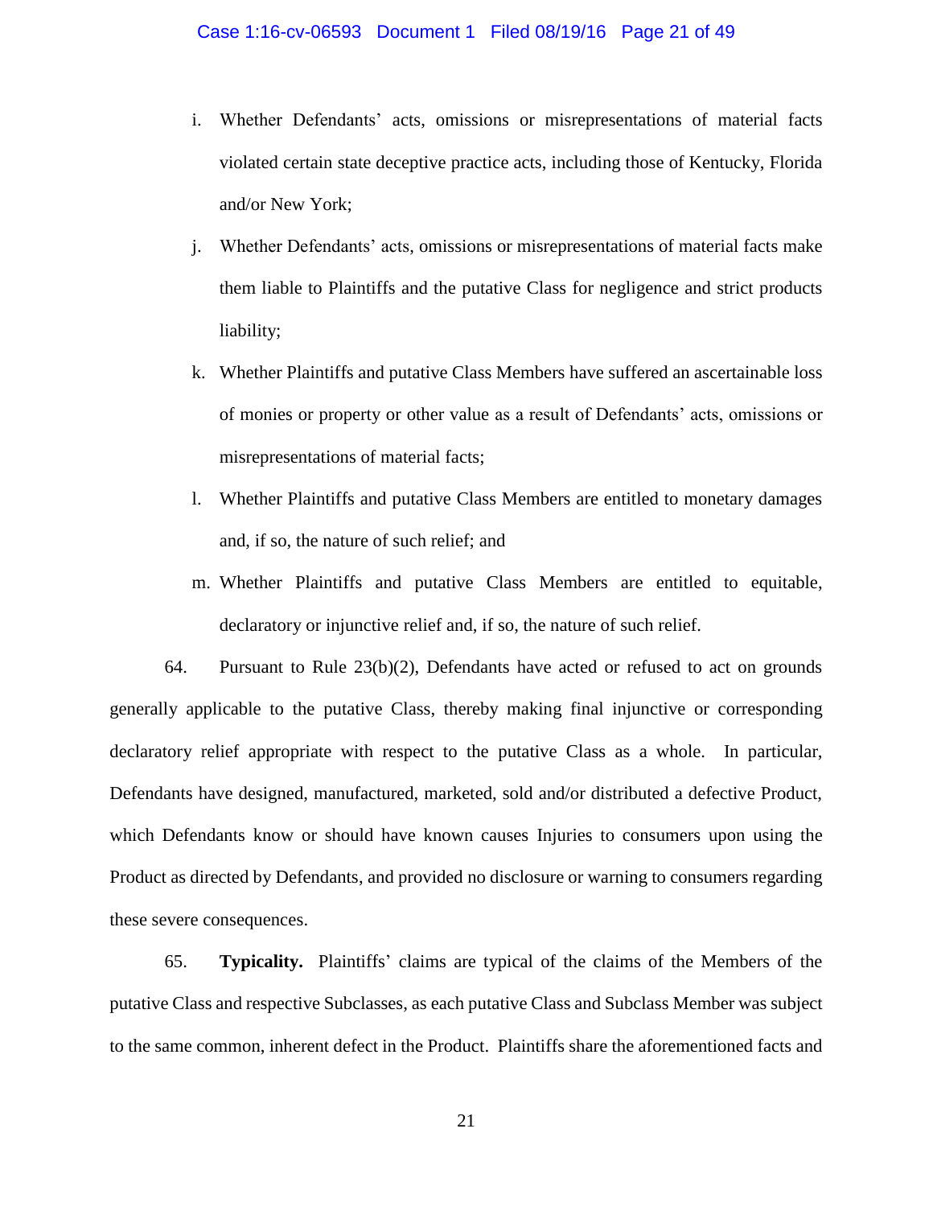i. Whether Defendants' acts, omissions or misrepresentations of material facts violated certain state deceptive practice acts, including those of Kentucky, Florida and/or New York;

j. Whether Defendants' acts, omissions or misrepresentations of material facts make them liable to Plaintiffs and the putative Class for negligence and strict products liability;

k. Whether Plaintiffs and putative Class Members have suffered an ascertainable loss of monies or property or other value as a result of Defendants' acts, omissions or misrepresentations of material facts;

l. Whether Plaintiffs and putative Class Members are entitled to monetary damages and, if so, the nature of such relief; and

m. Whether Plaintiffs and putative Class Members are entitled to equitable, declaratory or injunctive relief and, if so, the nature of such relief.

64. Pursuant to Rule 23(b)(2), Defendants have acted or refused to act on grounds generally applicable to the putative Class, thereby making final injunctive or corresponding declaratory relief appropriate with respect to the putative Class as a whole. In particular, Defendants have designed, manufactured, marketed, sold and/or distributed a defective Product, which Defendants know or should have known causes Injuries to consumers upon using the Product as directed by Defendants, and provided no disclosure or warning to consumers regarding these severe consequences.

65. **Typicality.** Plaintiffs' claims are typical of the claims of the Members of the putative Class and respective Subclasses, as each putative Class and Subclass Member was subject to the same common, inherent defect in the Product. Plaintiffs share the aforementioned facts and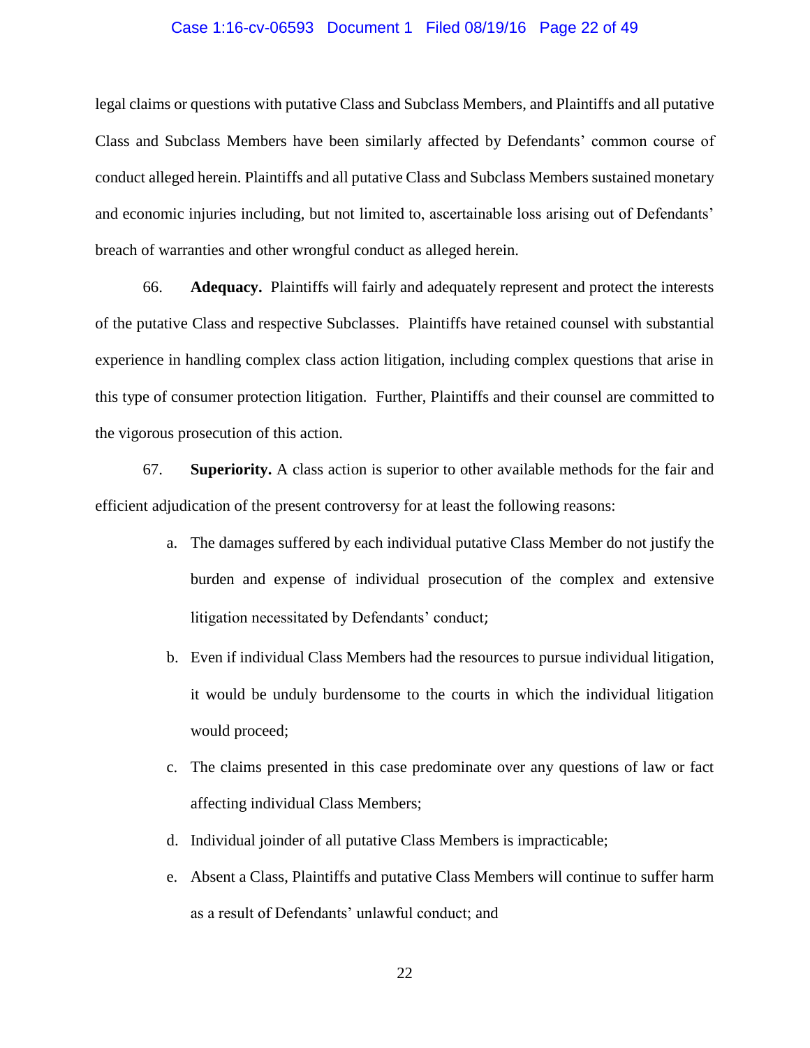legal claims or questions with putative Class and Subclass Members, and Plaintiffs and all putative Class and Subclass Members have been similarly affected by Defendants' common course of conduct alleged herein. Plaintiffs and all putative Class and Subclass Members sustained monetary and economic injuries including, but not limited to, ascertainable loss arising out of Defendants' breach of warranties and other wrongful conduct as alleged herein.

66. **Adequacy.** Plaintiffs will fairly and adequately represent and protect the interests of the putative Class and respective Subclasses. Plaintiffs have retained counsel with substantial experience in handling complex class action litigation, including complex questions that arise in this type of consumer protection litigation. Further, Plaintiffs and their counsel are committed to the vigorous prosecution of this action.

67. **Superiority.** A class action is superior to other available methods for the fair and efficient adjudication of the present controversy for at least the following reasons:

a. The damages suffered by each individual putative Class Member do not justify the burden and expense of individual prosecution of the complex and extensive litigation necessitated by Defendants' conduct;

b. Even if individual Class Members had the resources to pursue individual litigation, it would be unduly burdensome to the courts in which the individual litigation would proceed;

c. The claims presented in this case predominate over any questions of law or fact affecting individual Class Members;

d. Individual joinder of all putative Class Members is impracticable;

e. Absent a Class, Plaintiffs and putative Class Members will continue to suffer harm as a result of Defendants' unlawful conduct; and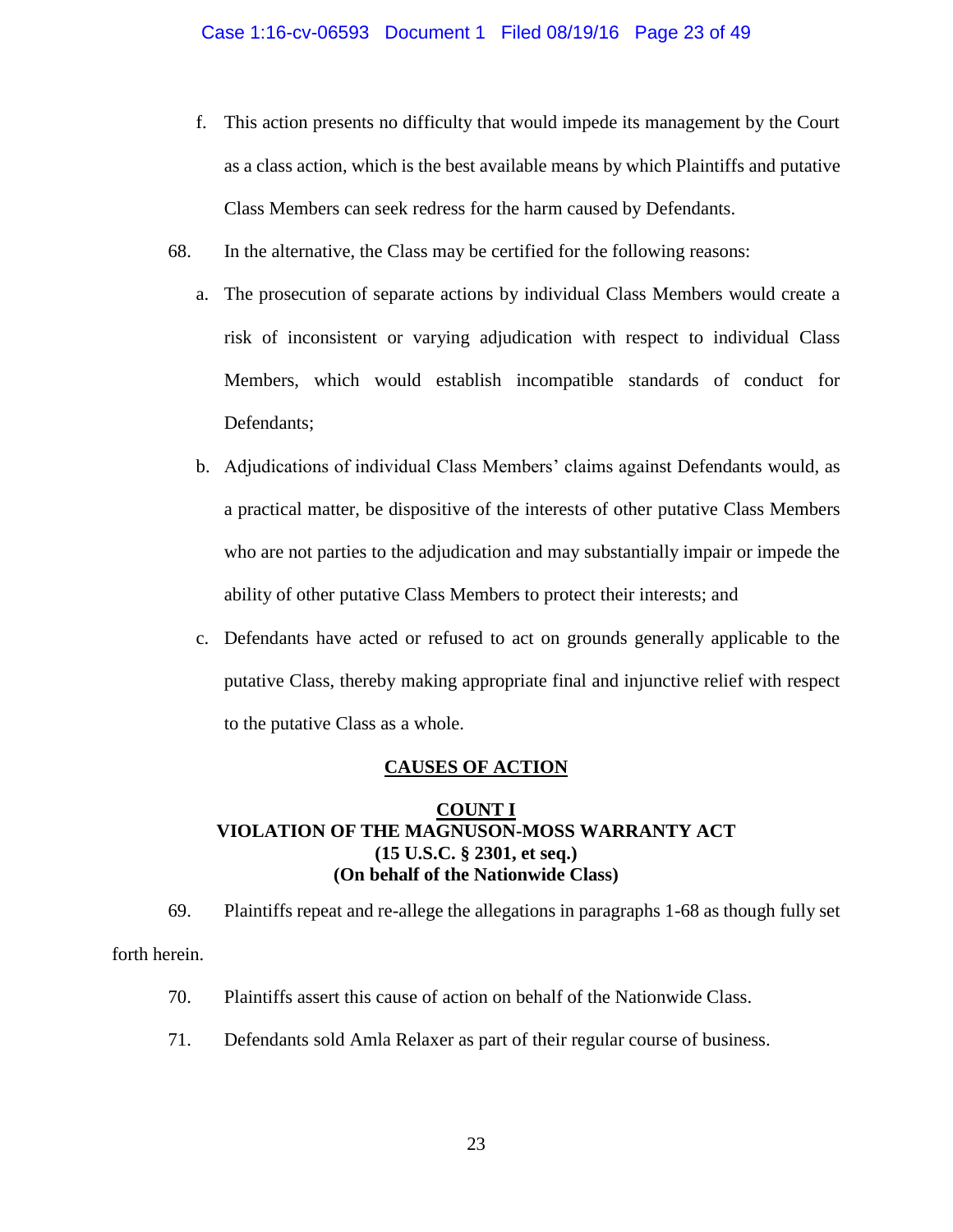f. This action presents no difficulty that would impede its management by the Court as a class action, which is the best available means by which Plaintiffs and putative Class Members can seek redress for the harm caused by Defendants.

68. In the alternative, the Class may be certified for the following reasons:

a. The prosecution of separate actions by individual Class Members would create a risk of inconsistent or varying adjudication with respect to individual Class Members, which would establish incompatible standards of conduct for Defendants;

b. Adjudications of individual Class Members' claims against Defendants would, as a practical matter, be dispositive of the interests of other putative Class Members who are not parties to the adjudication and may substantially impair or impede the ability of other putative Class Members to protect their interests; and

c. Defendants have acted or refused to act on grounds generally applicable to the putative Class, thereby making appropriate final and injunctive relief with respect to the putative Class as a whole.

## CAUSES OF ACTION

### COUNT I
### VIOLATION OF THE MAGNUSON-MOSS WARRANTY ACT
### (15 U.S.C. § 2301, et seq.)
### (On behalf of the Nationwide Class)

69. Plaintiffs repeat and re-allege the allegations in paragraphs 1-68 as though fully set forth herein.

70. Plaintiffs assert this cause of action on behalf of the Nationwide Class.

71. Defendants sold Amla Relaxer as part of their regular course of business.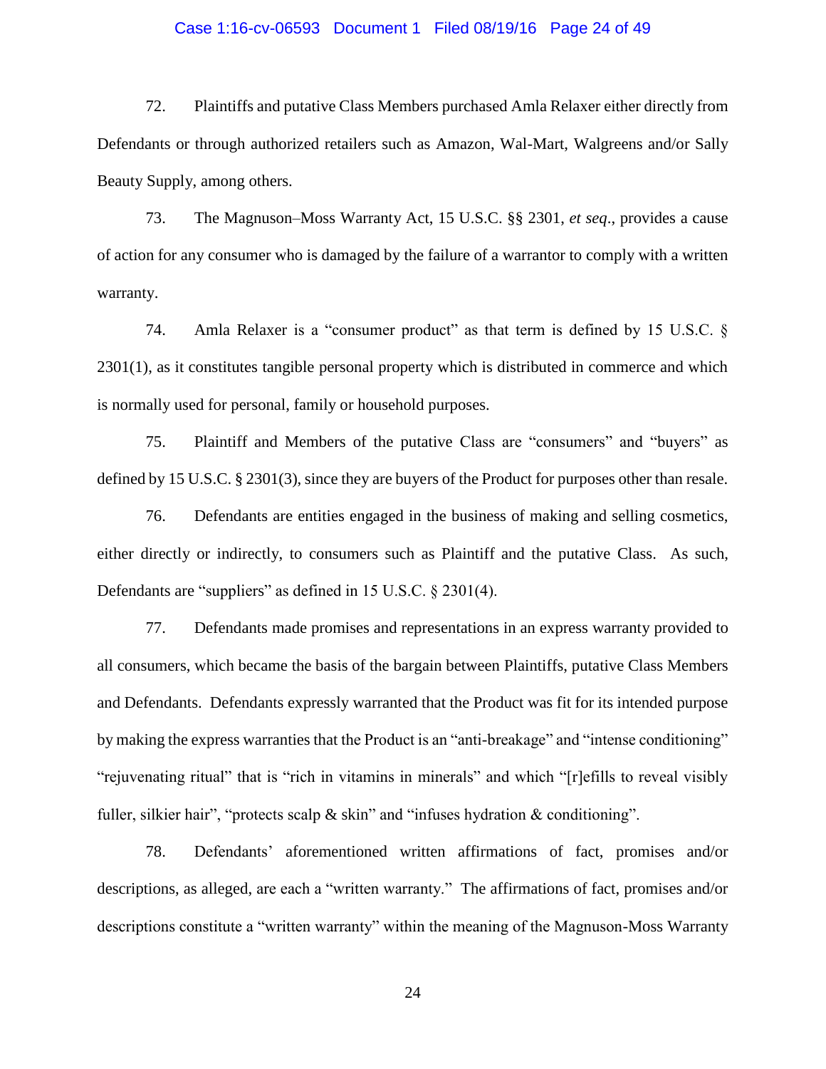72. Plaintiffs and putative Class Members purchased Amla Relaxer either directly from Defendants or through authorized retailers such as Amazon, Wal-Mart, Walgreens and/or Sally Beauty Supply, among others.

73. The Magnuson–Moss Warranty Act, 15 U.S.C. §§ 2301, *et seq*., provides a cause of action for any consumer who is damaged by the failure of a warrantor to comply with a written warranty.

74. Amla Relaxer is a "consumer product" as that term is defined by 15 U.S.C. § 2301(1), as it constitutes tangible personal property which is distributed in commerce and which is normally used for personal, family or household purposes.

75. Plaintiff and Members of the putative Class are "consumers" and "buyers" as defined by 15 U.S.C. § 2301(3), since they are buyers of the Product for purposes other than resale.

76. Defendants are entities engaged in the business of making and selling cosmetics, either directly or indirectly, to consumers such as Plaintiff and the putative Class. As such, Defendants are "suppliers" as defined in 15 U.S.C. § 2301(4).

77. Defendants made promises and representations in an express warranty provided to all consumers, which became the basis of the bargain between Plaintiffs, putative Class Members and Defendants. Defendants expressly warranted that the Product was fit for its intended purpose by making the express warranties that the Product is an "anti-breakage" and "intense conditioning" "rejuvenating ritual" that is "rich in vitamins in minerals" and which "[r]efills to reveal visibly fuller, silkier hair", "protects scalp & skin" and "infuses hydration & conditioning".

78. Defendants' aforementioned written affirmations of fact, promises and/or descriptions, as alleged, are each a "written warranty." The affirmations of fact, promises and/or descriptions constitute a "written warranty" within the meaning of the Magnuson-Moss Warranty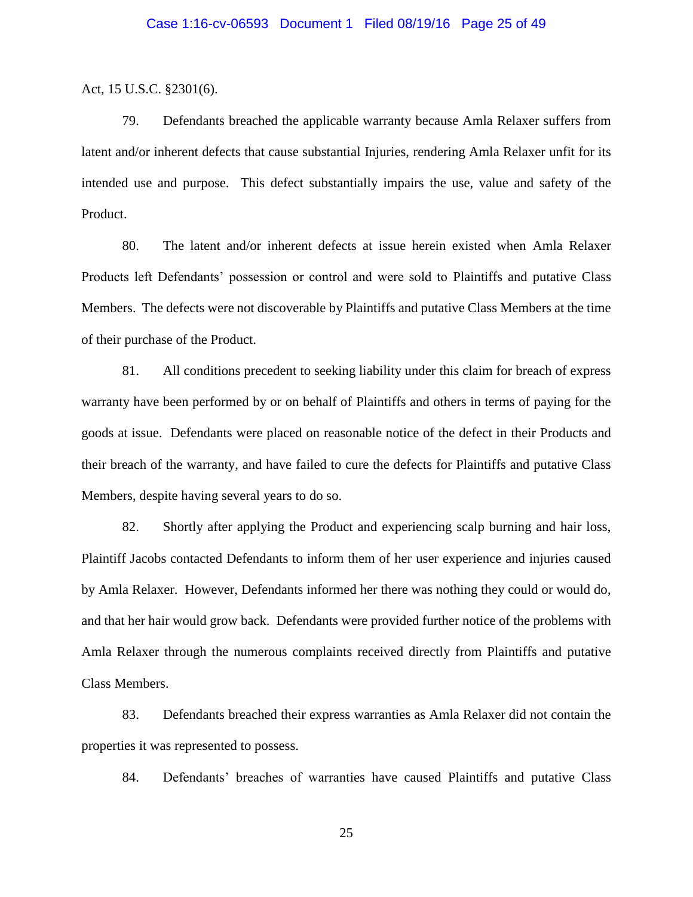Act, 15 U.S.C. §2301(6).

79. Defendants breached the applicable warranty because Amla Relaxer suffers from latent and/or inherent defects that cause substantial Injuries, rendering Amla Relaxer unfit for its intended use and purpose. This defect substantially impairs the use, value and safety of the Product.

80. The latent and/or inherent defects at issue herein existed when Amla Relaxer Products left Defendants' possession or control and were sold to Plaintiffs and putative Class Members. The defects were not discoverable by Plaintiffs and putative Class Members at the time of their purchase of the Product.

81. All conditions precedent to seeking liability under this claim for breach of express warranty have been performed by or on behalf of Plaintiffs and others in terms of paying for the goods at issue. Defendants were placed on reasonable notice of the defect in their Products and their breach of the warranty, and have failed to cure the defects for Plaintiffs and putative Class Members, despite having several years to do so.

82. Shortly after applying the Product and experiencing scalp burning and hair loss, Plaintiff Jacobs contacted Defendants to inform them of her user experience and injuries caused by Amla Relaxer. However, Defendants informed her there was nothing they could or would do, and that her hair would grow back. Defendants were provided further notice of the problems with Amla Relaxer through the numerous complaints received directly from Plaintiffs and putative Class Members.

83. Defendants breached their express warranties as Amla Relaxer did not contain the properties it was represented to possess.

84. Defendants' breaches of warranties have caused Plaintiffs and putative Class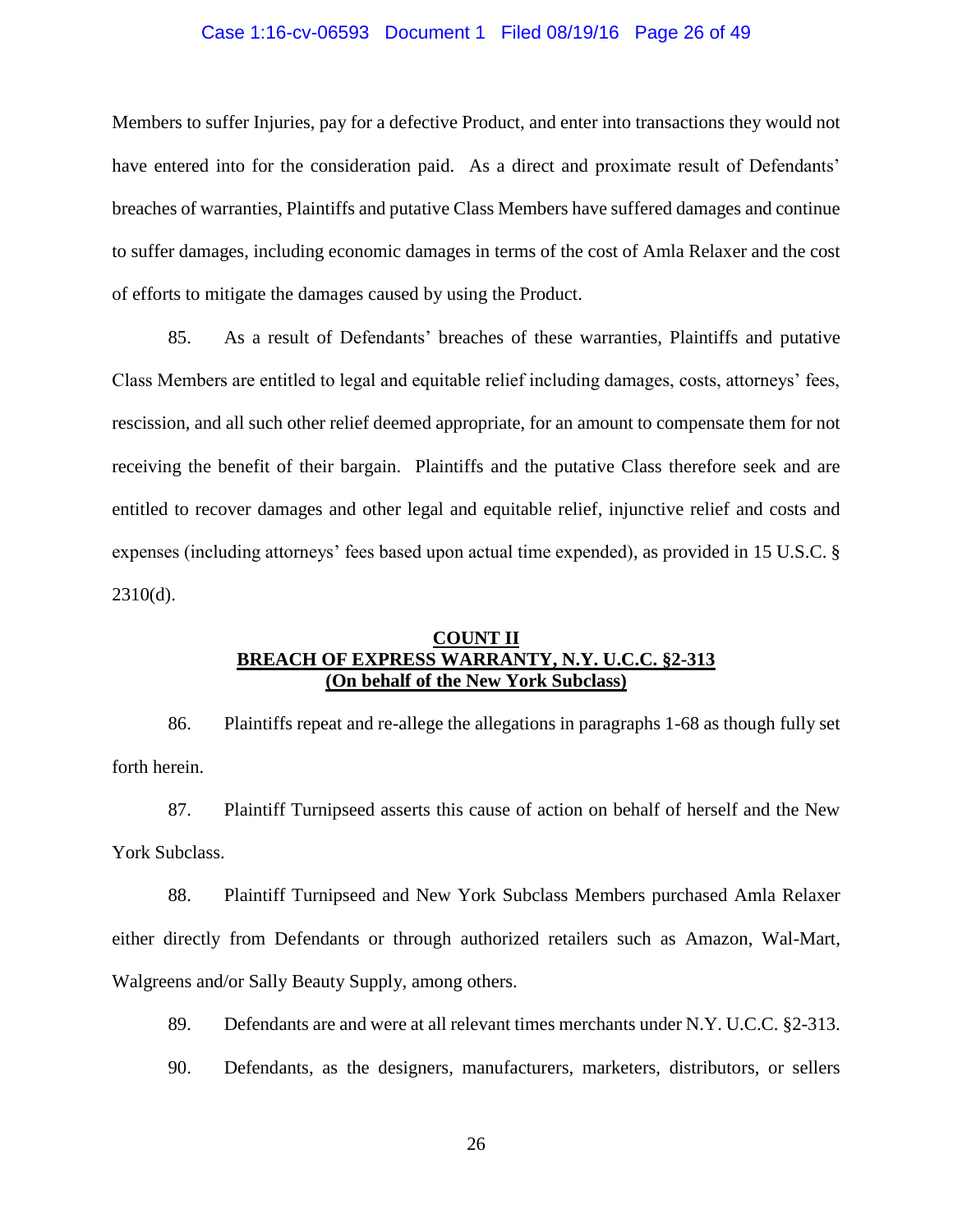Members to suffer Injuries, pay for a defective Product, and enter into transactions they would not have entered into for the consideration paid. As a direct and proximate result of Defendants' breaches of warranties, Plaintiffs and putative Class Members have suffered damages and continue to suffer damages, including economic damages in terms of the cost of Amla Relaxer and the cost of efforts to mitigate the damages caused by using the Product.

85. As a result of Defendants' breaches of these warranties, Plaintiffs and putative Class Members are entitled to legal and equitable relief including damages, costs, attorneys' fees, rescission, and all such other relief deemed appropriate, for an amount to compensate them for not receiving the benefit of their bargain. Plaintiffs and the putative Class therefore seek and are entitled to recover damages and other legal and equitable relief, injunctive relief and costs and expenses (including attorneys' fees based upon actual time expended), as provided in 15 U.S.C. § 2310(d).

**COUNT II**
**BREACH OF EXPRESS WARRANTY, N.Y. U.C.C. §2-313**
**(On behalf of the New York Subclass)**

86. Plaintiffs repeat and re-allege the allegations in paragraphs 1-68 as though fully set forth herein.

87. Plaintiff Turnipseed asserts this cause of action on behalf of herself and the New York Subclass.

88. Plaintiff Turnipseed and New York Subclass Members purchased Amla Relaxer either directly from Defendants or through authorized retailers such as Amazon, Wal-Mart, Walgreens and/or Sally Beauty Supply, among others.

89. Defendants are and were at all relevant times merchants under N.Y. U.C.C. §2-313.

90. Defendants, as the designers, manufacturers, marketers, distributors, or sellers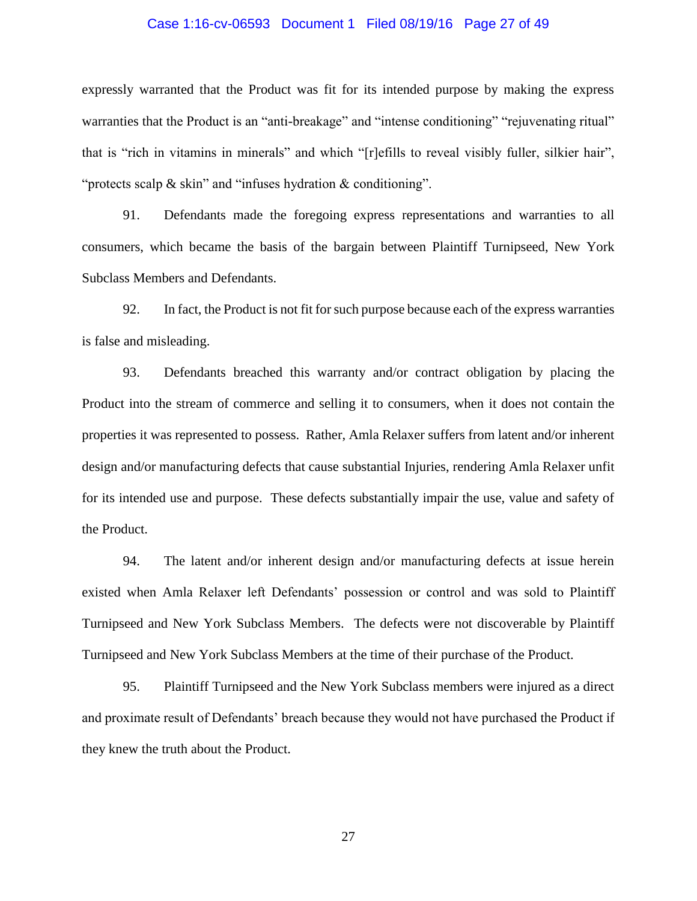expressly warranted that the Product was fit for its intended purpose by making the express warranties that the Product is an "anti-breakage" and "intense conditioning" "rejuvenating ritual" that is "rich in vitamins in minerals" and which "[r]efills to reveal visibly fuller, silkier hair", "protects scalp & skin" and "infuses hydration & conditioning".

91. Defendants made the foregoing express representations and warranties to all consumers, which became the basis of the bargain between Plaintiff Turnipseed, New York Subclass Members and Defendants.

92. In fact, the Product is not fit for such purpose because each of the express warranties is false and misleading.

93. Defendants breached this warranty and/or contract obligation by placing the Product into the stream of commerce and selling it to consumers, when it does not contain the properties it was represented to possess. Rather, Amla Relaxer suffers from latent and/or inherent design and/or manufacturing defects that cause substantial Injuries, rendering Amla Relaxer unfit for its intended use and purpose. These defects substantially impair the use, value and safety of the Product.

94. The latent and/or inherent design and/or manufacturing defects at issue herein existed when Amla Relaxer left Defendants' possession or control and was sold to Plaintiff Turnipseed and New York Subclass Members. The defects were not discoverable by Plaintiff Turnipseed and New York Subclass Members at the time of their purchase of the Product.

95. Plaintiff Turnipseed and the New York Subclass members were injured as a direct and proximate result of Defendants' breach because they would not have purchased the Product if they knew the truth about the Product.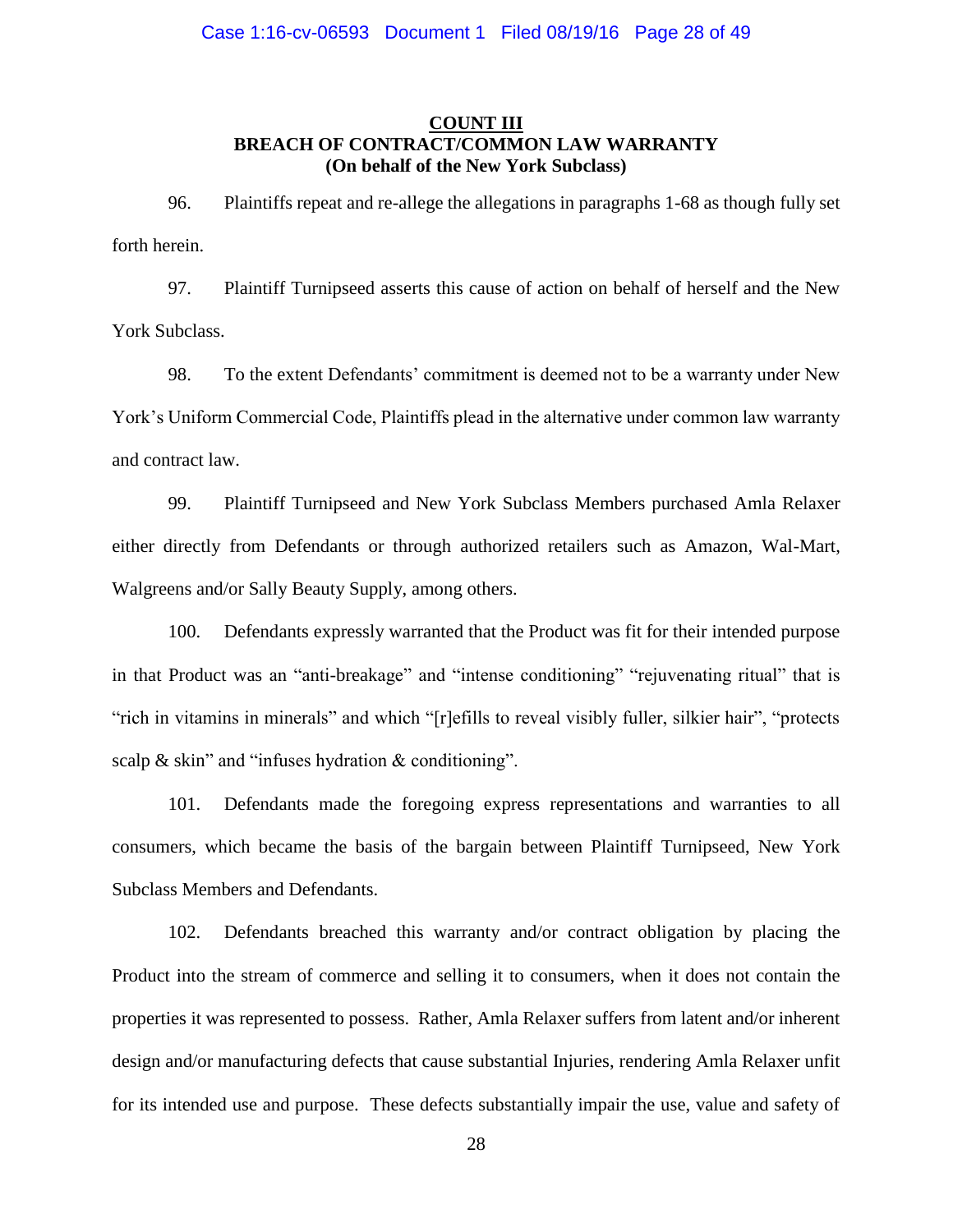**COUNT III**
**BREACH OF CONTRACT/COMMON LAW WARRANTY**
**(On behalf of the New York Subclass)**

96. Plaintiffs repeat and re-allege the allegations in paragraphs 1-68 as though fully set forth herein.

97. Plaintiff Turnipseed asserts this cause of action on behalf of herself and the New York Subclass.

98. To the extent Defendants' commitment is deemed not to be a warranty under New York's Uniform Commercial Code, Plaintiffs plead in the alternative under common law warranty and contract law.

99. Plaintiff Turnipseed and New York Subclass Members purchased Amla Relaxer either directly from Defendants or through authorized retailers such as Amazon, Wal-Mart, Walgreens and/or Sally Beauty Supply, among others.

100. Defendants expressly warranted that the Product was fit for their intended purpose in that Product was an "anti-breakage" and "intense conditioning" "rejuvenating ritual" that is "rich in vitamins in minerals" and which "[r]efills to reveal visibly fuller, silkier hair", "protects scalp & skin" and "infuses hydration & conditioning".

101. Defendants made the foregoing express representations and warranties to all consumers, which became the basis of the bargain between Plaintiff Turnipseed, New York Subclass Members and Defendants.

102. Defendants breached this warranty and/or contract obligation by placing the Product into the stream of commerce and selling it to consumers, when it does not contain the properties it was represented to possess. Rather, Amla Relaxer suffers from latent and/or inherent design and/or manufacturing defects that cause substantial Injuries, rendering Amla Relaxer unfit for its intended use and purpose. These defects substantially impair the use, value and safety of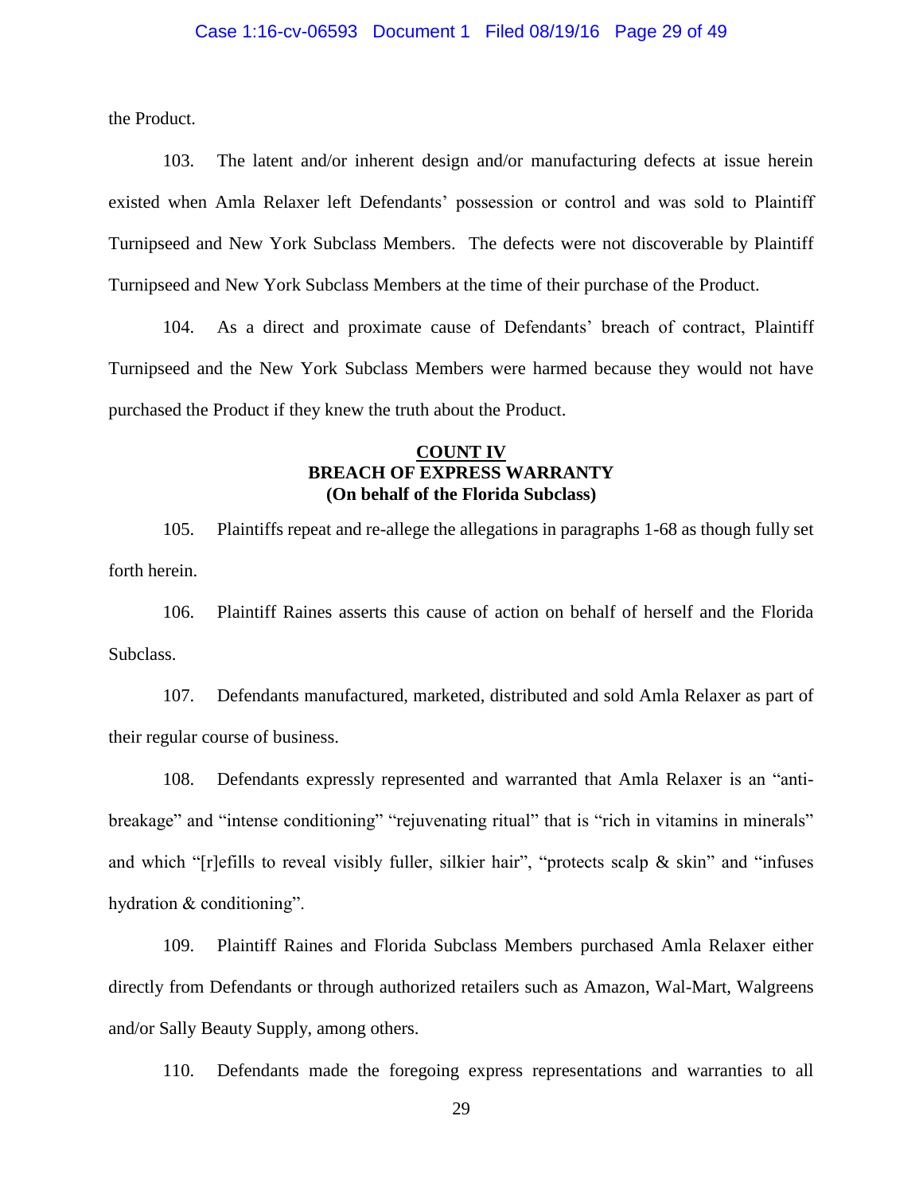the Product.

103. The latent and/or inherent design and/or manufacturing defects at issue herein existed when Amla Relaxer left Defendants' possession or control and was sold to Plaintiff Turnipseed and New York Subclass Members. The defects were not discoverable by Plaintiff Turnipseed and New York Subclass Members at the time of their purchase of the Product.

104. As a direct and proximate cause of Defendants' breach of contract, Plaintiff Turnipseed and the New York Subclass Members were harmed because they would not have purchased the Product if they knew the truth about the Product.

**COUNT IV**
**BREACH OF EXPRESS WARRANTY**
**(On behalf of the Florida Subclass)**

105. Plaintiffs repeat and re-allege the allegations in paragraphs 1-68 as though fully set forth herein.

106. Plaintiff Raines asserts this cause of action on behalf of herself and the Florida Subclass.

107. Defendants manufactured, marketed, distributed and sold Amla Relaxer as part of their regular course of business.

108. Defendants expressly represented and warranted that Amla Relaxer is an "anti-breakage" and "intense conditioning" "rejuvenating ritual" that is "rich in vitamins in minerals" and which "[r]efills to reveal visibly fuller, silkier hair", "protects scalp & skin" and "infuses hydration & conditioning".

109. Plaintiff Raines and Florida Subclass Members purchased Amla Relaxer either directly from Defendants or through authorized retailers such as Amazon, Wal-Mart, Walgreens and/or Sally Beauty Supply, among others.

110. Defendants made the foregoing express representations and warranties to all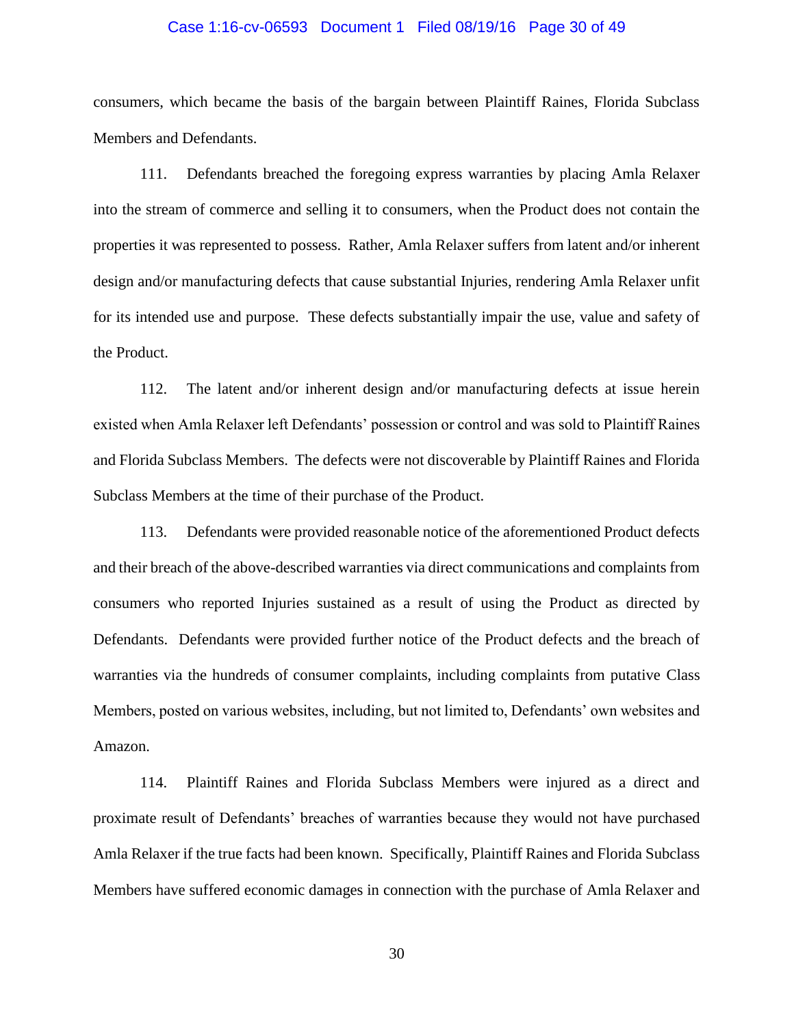consumers, which became the basis of the bargain between Plaintiff Raines, Florida Subclass Members and Defendants.

111. Defendants breached the foregoing express warranties by placing Amla Relaxer into the stream of commerce and selling it to consumers, when the Product does not contain the properties it was represented to possess. Rather, Amla Relaxer suffers from latent and/or inherent design and/or manufacturing defects that cause substantial Injuries, rendering Amla Relaxer unfit for its intended use and purpose. These defects substantially impair the use, value and safety of the Product.

112. The latent and/or inherent design and/or manufacturing defects at issue herein existed when Amla Relaxer left Defendants' possession or control and was sold to Plaintiff Raines and Florida Subclass Members. The defects were not discoverable by Plaintiff Raines and Florida Subclass Members at the time of their purchase of the Product.

113. Defendants were provided reasonable notice of the aforementioned Product defects and their breach of the above-described warranties via direct communications and complaints from consumers who reported Injuries sustained as a result of using the Product as directed by Defendants. Defendants were provided further notice of the Product defects and the breach of warranties via the hundreds of consumer complaints, including complaints from putative Class Members, posted on various websites, including, but not limited to, Defendants' own websites and Amazon.

114. Plaintiff Raines and Florida Subclass Members were injured as a direct and proximate result of Defendants' breaches of warranties because they would not have purchased Amla Relaxer if the true facts had been known. Specifically, Plaintiff Raines and Florida Subclass Members have suffered economic damages in connection with the purchase of Amla Relaxer and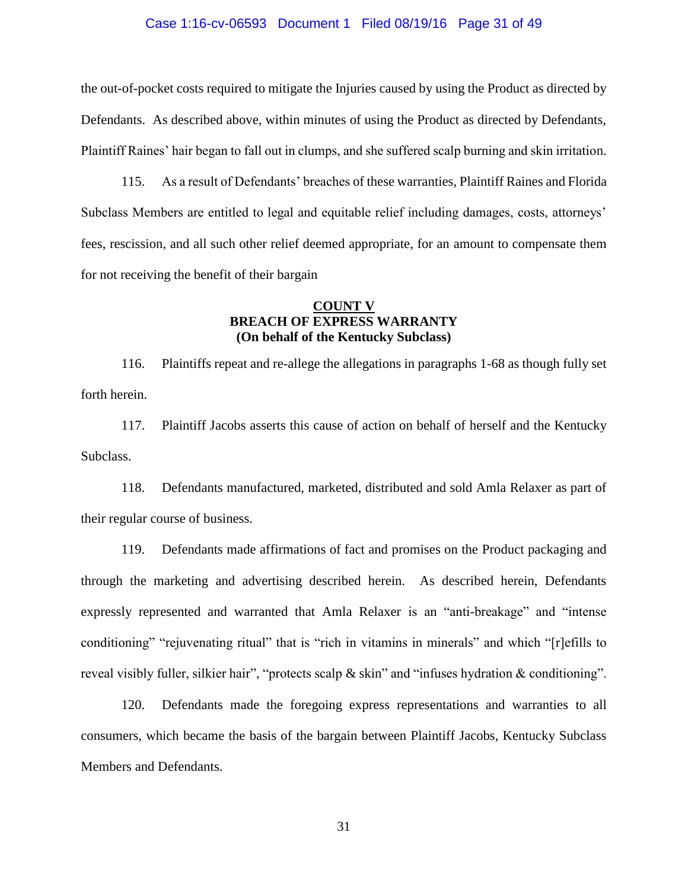the out-of-pocket costs required to mitigate the Injuries caused by using the Product as directed by Defendants. As described above, within minutes of using the Product as directed by Defendants, Plaintiff Raines' hair began to fall out in clumps, and she suffered scalp burning and skin irritation.

115. As a result of Defendants' breaches of these warranties, Plaintiff Raines and Florida Subclass Members are entitled to legal and equitable relief including damages, costs, attorneys' fees, rescission, and all such other relief deemed appropriate, for an amount to compensate them for not receiving the benefit of their bargain

**COUNT V**
**BREACH OF EXPRESS WARRANTY**
**(On behalf of the Kentucky Subclass)**

116. Plaintiffs repeat and re-allege the allegations in paragraphs 1-68 as though fully set forth herein.

117. Plaintiff Jacobs asserts this cause of action on behalf of herself and the Kentucky Subclass.

118. Defendants manufactured, marketed, distributed and sold Amla Relaxer as part of their regular course of business.

119. Defendants made affirmations of fact and promises on the Product packaging and through the marketing and advertising described herein. As described herein, Defendants expressly represented and warranted that Amla Relaxer is an "anti-breakage" and "intense conditioning" "rejuvenating ritual" that is "rich in vitamins in minerals" and which "[r]efills to reveal visibly fuller, silkier hair", "protects scalp & skin" and "infuses hydration & conditioning".

120. Defendants made the foregoing express representations and warranties to all consumers, which became the basis of the bargain between Plaintiff Jacobs, Kentucky Subclass Members and Defendants.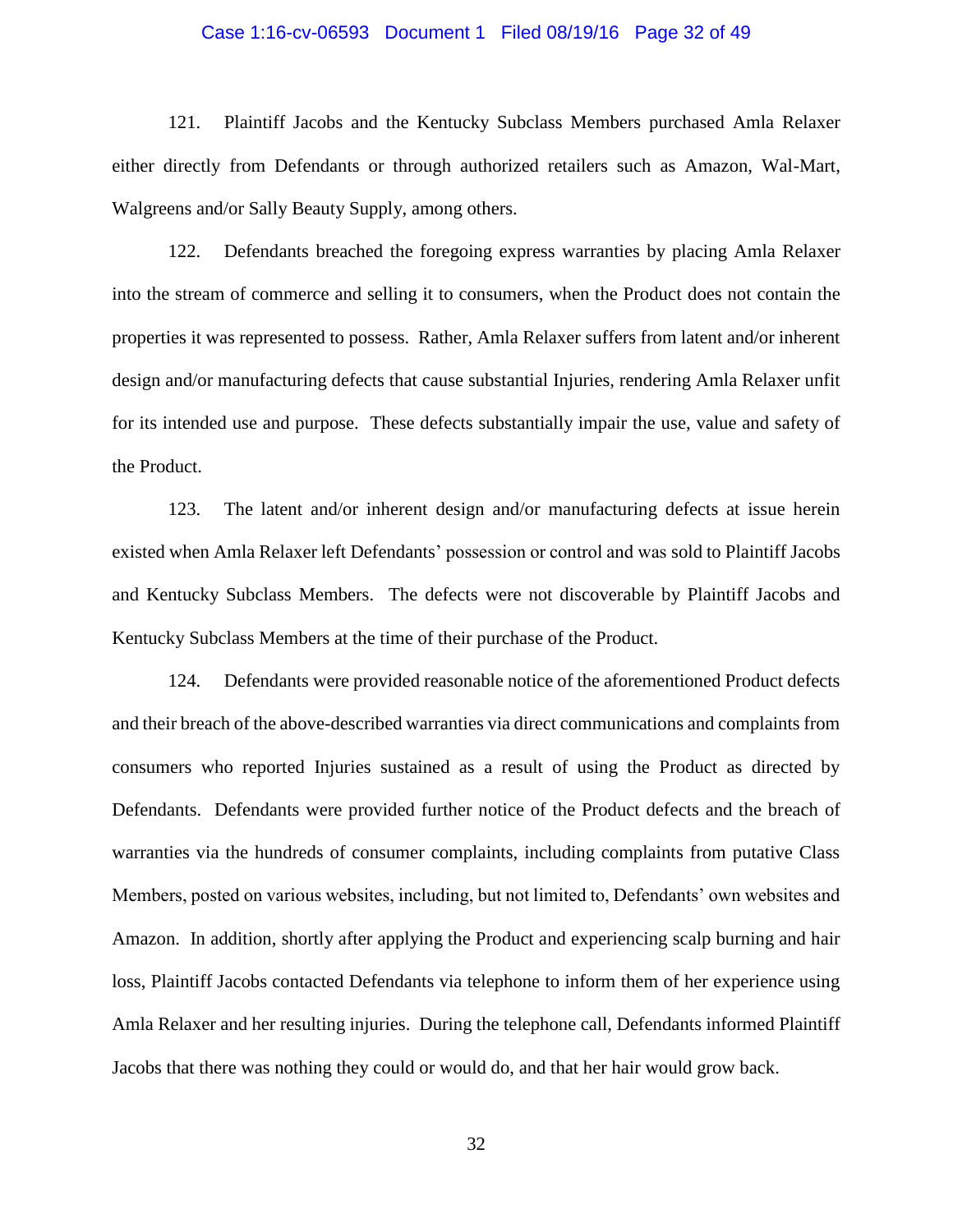121. Plaintiff Jacobs and the Kentucky Subclass Members purchased Amla Relaxer either directly from Defendants or through authorized retailers such as Amazon, Wal-Mart, Walgreens and/or Sally Beauty Supply, among others.

122. Defendants breached the foregoing express warranties by placing Amla Relaxer into the stream of commerce and selling it to consumers, when the Product does not contain the properties it was represented to possess. Rather, Amla Relaxer suffers from latent and/or inherent design and/or manufacturing defects that cause substantial Injuries, rendering Amla Relaxer unfit for its intended use and purpose. These defects substantially impair the use, value and safety of the Product.

123. The latent and/or inherent design and/or manufacturing defects at issue herein existed when Amla Relaxer left Defendants' possession or control and was sold to Plaintiff Jacobs and Kentucky Subclass Members. The defects were not discoverable by Plaintiff Jacobs and Kentucky Subclass Members at the time of their purchase of the Product.

124. Defendants were provided reasonable notice of the aforementioned Product defects and their breach of the above-described warranties via direct communications and complaints from consumers who reported Injuries sustained as a result of using the Product as directed by Defendants. Defendants were provided further notice of the Product defects and the breach of warranties via the hundreds of consumer complaints, including complaints from putative Class Members, posted on various websites, including, but not limited to, Defendants' own websites and Amazon. In addition, shortly after applying the Product and experiencing scalp burning and hair loss, Plaintiff Jacobs contacted Defendants via telephone to inform them of her experience using Amla Relaxer and her resulting injuries. During the telephone call, Defendants informed Plaintiff Jacobs that there was nothing they could or would do, and that her hair would grow back.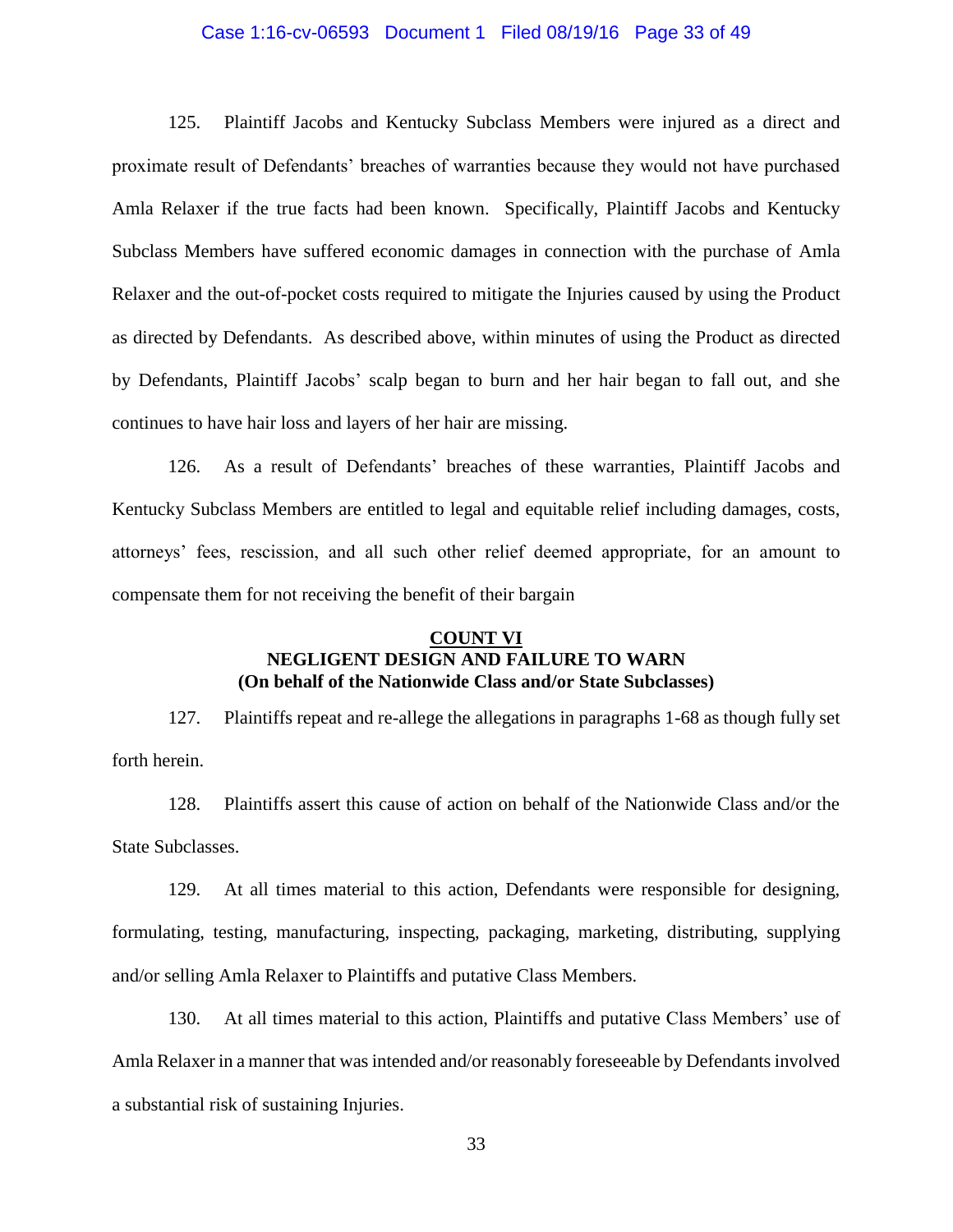125. Plaintiff Jacobs and Kentucky Subclass Members were injured as a direct and proximate result of Defendants' breaches of warranties because they would not have purchased Amla Relaxer if the true facts had been known. Specifically, Plaintiff Jacobs and Kentucky Subclass Members have suffered economic damages in connection with the purchase of Amla Relaxer and the out-of-pocket costs required to mitigate the Injuries caused by using the Product as directed by Defendants. As described above, within minutes of using the Product as directed by Defendants, Plaintiff Jacobs' scalp began to burn and her hair began to fall out, and she continues to have hair loss and layers of her hair are missing.

126. As a result of Defendants' breaches of these warranties, Plaintiff Jacobs and Kentucky Subclass Members are entitled to legal and equitable relief including damages, costs, attorneys' fees, rescission, and all such other relief deemed appropriate, for an amount to compensate them for not receiving the benefit of their bargain

## COUNT VI
## NEGLIGENT DESIGN AND FAILURE TO WARN
### (On behalf of the Nationwide Class and/or State Subclasses)

127. Plaintiffs repeat and re-allege the allegations in paragraphs 1-68 as though fully set forth herein.

128. Plaintiffs assert this cause of action on behalf of the Nationwide Class and/or the State Subclasses.

129. At all times material to this action, Defendants were responsible for designing, formulating, testing, manufacturing, inspecting, packaging, marketing, distributing, supplying and/or selling Amla Relaxer to Plaintiffs and putative Class Members.

130. At all times material to this action, Plaintiffs and putative Class Members' use of Amla Relaxer in a manner that was intended and/or reasonably foreseeable by Defendants involved a substantial risk of sustaining Injuries.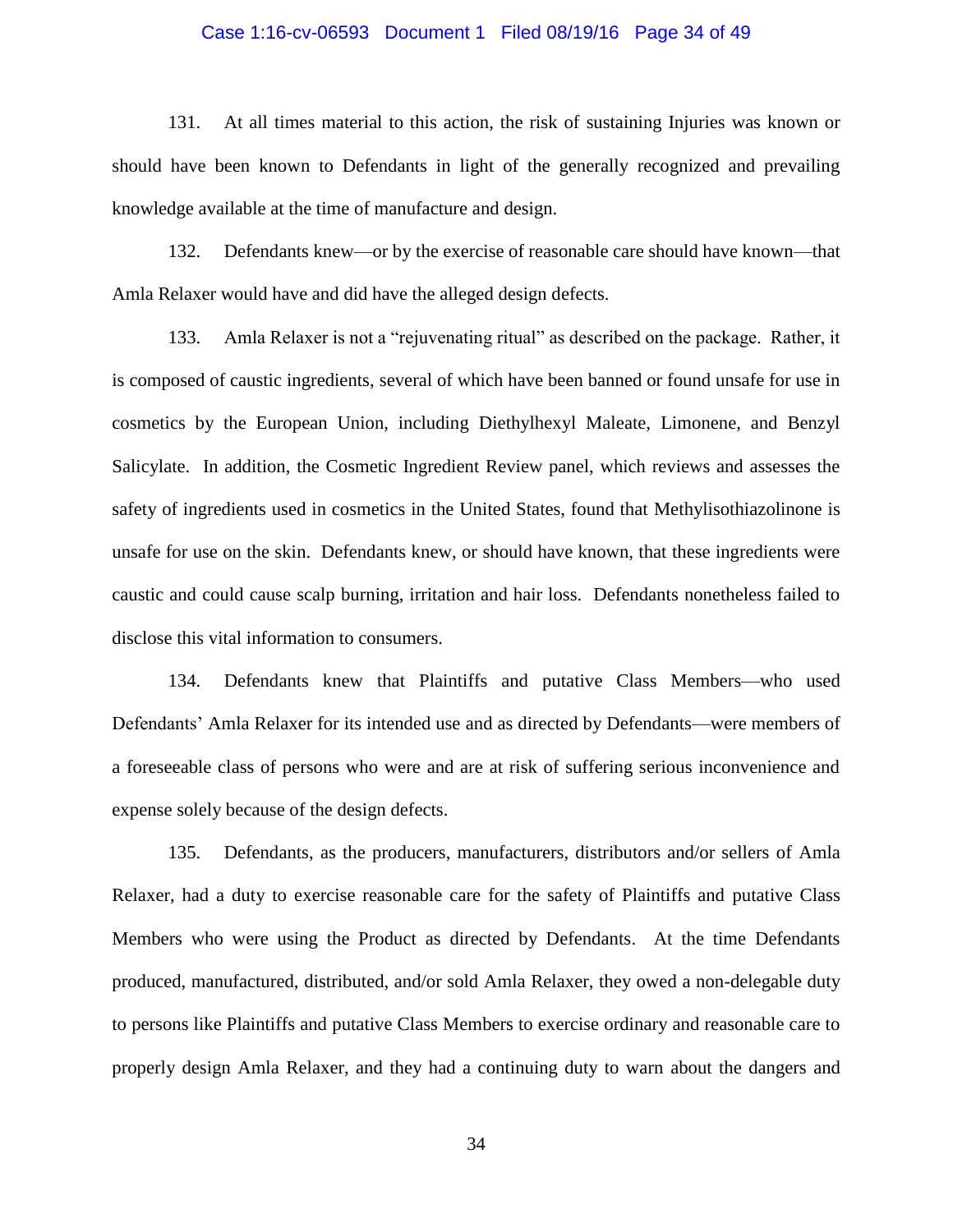131. At all times material to this action, the risk of sustaining Injuries was known or should have been known to Defendants in light of the generally recognized and prevailing knowledge available at the time of manufacture and design.

132. Defendants knew—or by the exercise of reasonable care should have known—that Amla Relaxer would have and did have the alleged design defects.

133. Amla Relaxer is not a "rejuvenating ritual" as described on the package. Rather, it is composed of caustic ingredients, several of which have been banned or found unsafe for use in cosmetics by the European Union, including Diethylhexyl Maleate, Limonene, and Benzyl Salicylate. In addition, the Cosmetic Ingredient Review panel, which reviews and assesses the safety of ingredients used in cosmetics in the United States, found that Methylisothiazolinone is unsafe for use on the skin. Defendants knew, or should have known, that these ingredients were caustic and could cause scalp burning, irritation and hair loss. Defendants nonetheless failed to disclose this vital information to consumers.

134. Defendants knew that Plaintiffs and putative Class Members—who used Defendants' Amla Relaxer for its intended use and as directed by Defendants—were members of a foreseeable class of persons who were and are at risk of suffering serious inconvenience and expense solely because of the design defects.

135. Defendants, as the producers, manufacturers, distributors and/or sellers of Amla Relaxer, had a duty to exercise reasonable care for the safety of Plaintiffs and putative Class Members who were using the Product as directed by Defendants. At the time Defendants produced, manufactured, distributed, and/or sold Amla Relaxer, they owed a non-delegable duty to persons like Plaintiffs and putative Class Members to exercise ordinary and reasonable care to properly design Amla Relaxer, and they had a continuing duty to warn about the dangers and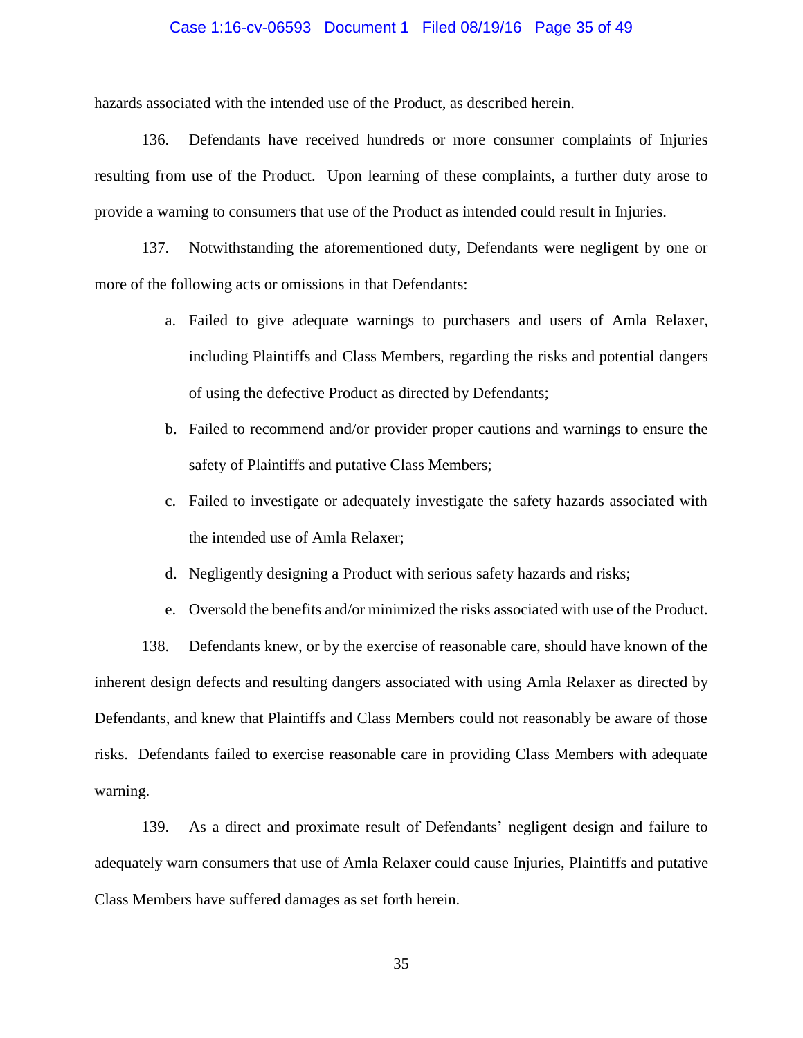hazards associated with the intended use of the Product, as described herein.

136. Defendants have received hundreds or more consumer complaints of Injuries resulting from use of the Product. Upon learning of these complaints, a further duty arose to provide a warning to consumers that use of the Product as intended could result in Injuries.

137. Notwithstanding the aforementioned duty, Defendants were negligent by one or more of the following acts or omissions in that Defendants:

a. Failed to give adequate warnings to purchasers and users of Amla Relaxer, including Plaintiffs and Class Members, regarding the risks and potential dangers of using the defective Product as directed by Defendants;

b. Failed to recommend and/or provider proper cautions and warnings to ensure the safety of Plaintiffs and putative Class Members;

c. Failed to investigate or adequately investigate the safety hazards associated with the intended use of Amla Relaxer;

d. Negligently designing a Product with serious safety hazards and risks;

e. Oversold the benefits and/or minimized the risks associated with use of the Product.

138. Defendants knew, or by the exercise of reasonable care, should have known of the inherent design defects and resulting dangers associated with using Amla Relaxer as directed by Defendants, and knew that Plaintiffs and Class Members could not reasonably be aware of those risks. Defendants failed to exercise reasonable care in providing Class Members with adequate warning.

139. As a direct and proximate result of Defendants' negligent design and failure to adequately warn consumers that use of Amla Relaxer could cause Injuries, Plaintiffs and putative Class Members have suffered damages as set forth herein.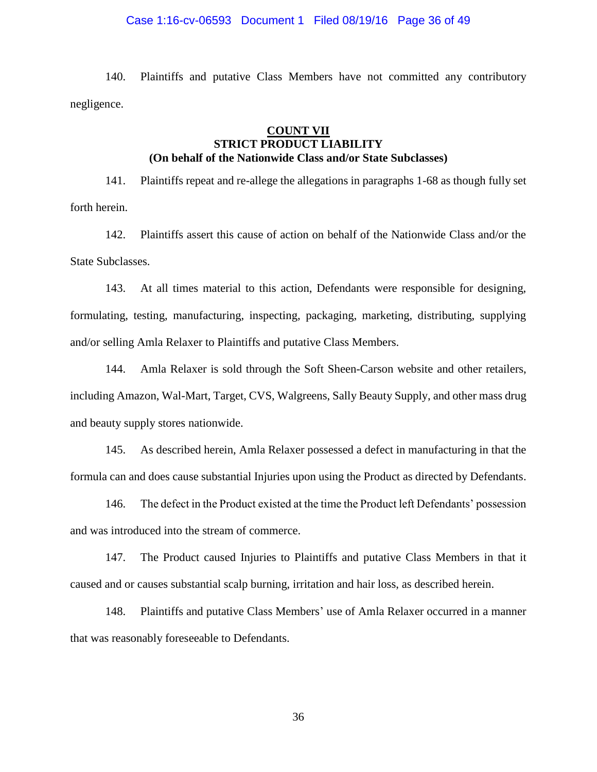140. Plaintiffs and putative Class Members have not committed any contributory negligence.

**COUNT VII**
**STRICT PRODUCT LIABILITY**
**(On behalf of the Nationwide Class and/or State Subclasses)**

141. Plaintiffs repeat and re-allege the allegations in paragraphs 1-68 as though fully set forth herein.

142. Plaintiffs assert this cause of action on behalf of the Nationwide Class and/or the State Subclasses.

143. At all times material to this action, Defendants were responsible for designing, formulating, testing, manufacturing, inspecting, packaging, marketing, distributing, supplying and/or selling Amla Relaxer to Plaintiffs and putative Class Members.

144. Amla Relaxer is sold through the Soft Sheen-Carson website and other retailers, including Amazon, Wal-Mart, Target, CVS, Walgreens, Sally Beauty Supply, and other mass drug and beauty supply stores nationwide.

145. As described herein, Amla Relaxer possessed a defect in manufacturing in that the formula can and does cause substantial Injuries upon using the Product as directed by Defendants.

146. The defect in the Product existed at the time the Product left Defendants' possession and was introduced into the stream of commerce.

147. The Product caused Injuries to Plaintiffs and putative Class Members in that it caused and or causes substantial scalp burning, irritation and hair loss, as described herein.

148. Plaintiffs and putative Class Members' use of Amla Relaxer occurred in a manner that was reasonably foreseeable to Defendants.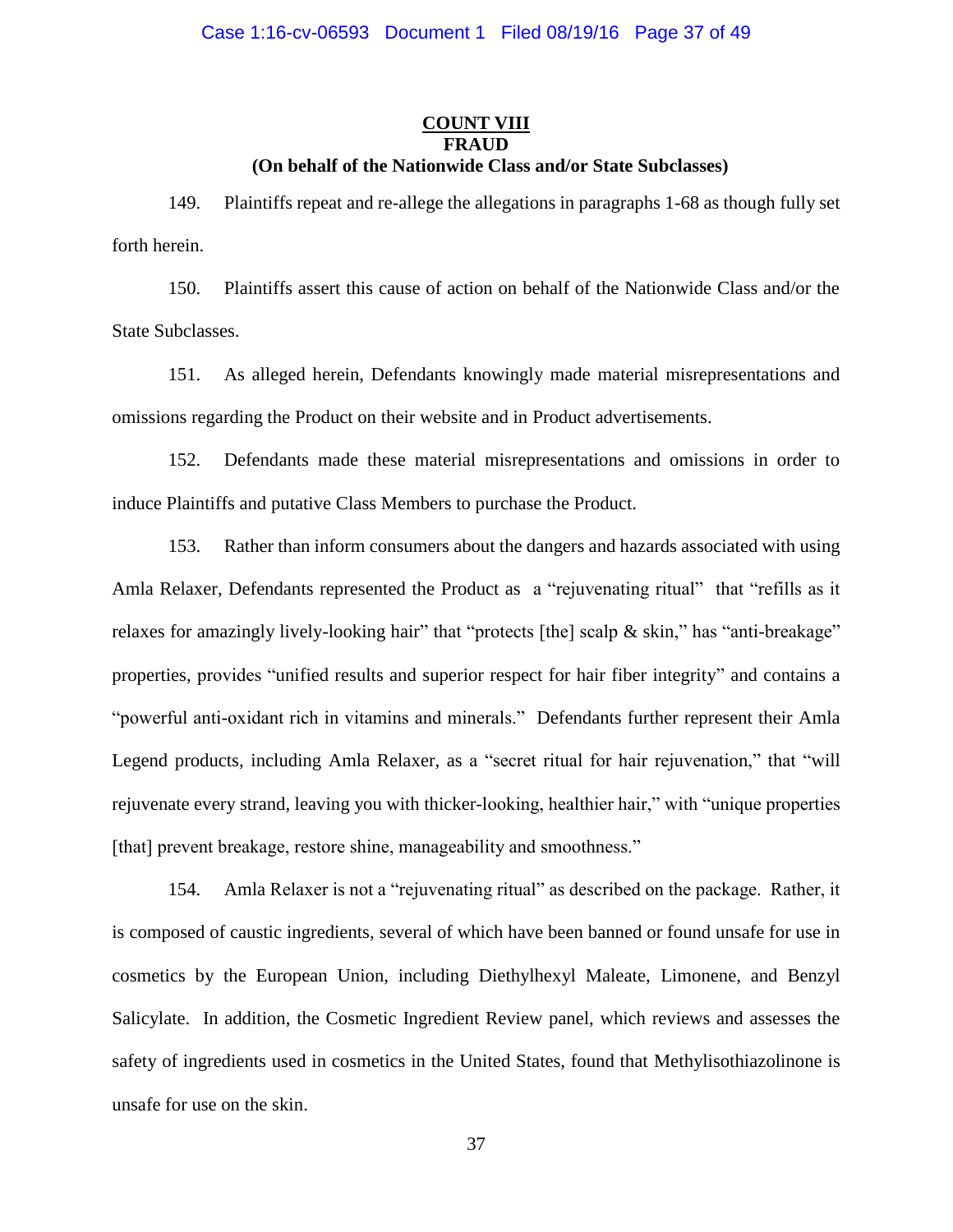**COUNT VIII**
**FRAUD**
**(On behalf of the Nationwide Class and/or State Subclasses)**

149. Plaintiffs repeat and re-allege the allegations in paragraphs 1-68 as though fully set forth herein.

150. Plaintiffs assert this cause of action on behalf of the Nationwide Class and/or the State Subclasses.

151. As alleged herein, Defendants knowingly made material misrepresentations and omissions regarding the Product on their website and in Product advertisements.

152. Defendants made these material misrepresentations and omissions in order to induce Plaintiffs and putative Class Members to purchase the Product.

153. Rather than inform consumers about the dangers and hazards associated with using Amla Relaxer, Defendants represented the Product as a "rejuvenating ritual" that "refills as it relaxes for amazingly lively-looking hair" that "protects [the] scalp & skin," has "anti-breakage" properties, provides "unified results and superior respect for hair fiber integrity" and contains a "powerful anti-oxidant rich in vitamins and minerals." Defendants further represent their Amla Legend products, including Amla Relaxer, as a "secret ritual for hair rejuvenation," that "will rejuvenate every strand, leaving you with thicker-looking, healthier hair," with "unique properties [that] prevent breakage, restore shine, manageability and smoothness."

154. Amla Relaxer is not a "rejuvenating ritual" as described on the package. Rather, it is composed of caustic ingredients, several of which have been banned or found unsafe for use in cosmetics by the European Union, including Diethylhexyl Maleate, Limonene, and Benzyl Salicylate. In addition, the Cosmetic Ingredient Review panel, which reviews and assesses the safety of ingredients used in cosmetics in the United States, found that Methylisothiazolinone is unsafe for use on the skin.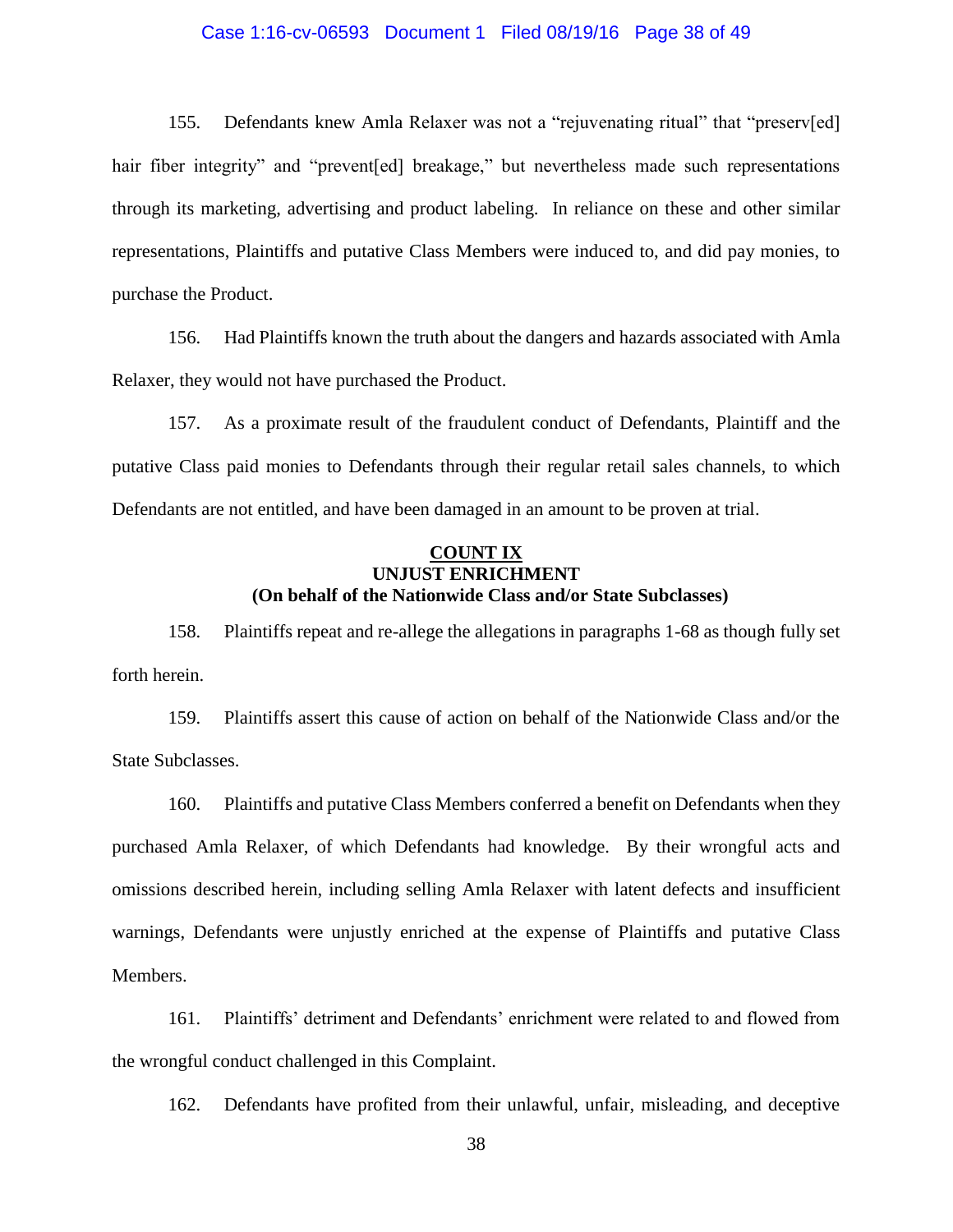155. Defendants knew Amla Relaxer was not a "rejuvenating ritual" that "preserv[ed] hair fiber integrity" and "prevent[ed] breakage," but nevertheless made such representations through its marketing, advertising and product labeling. In reliance on these and other similar representations, Plaintiffs and putative Class Members were induced to, and did pay monies, to purchase the Product.

156. Had Plaintiffs known the truth about the dangers and hazards associated with Amla Relaxer, they would not have purchased the Product.

157. As a proximate result of the fraudulent conduct of Defendants, Plaintiff and the putative Class paid monies to Defendants through their regular retail sales channels, to which Defendants are not entitled, and have been damaged in an amount to be proven at trial.

**COUNT IX**
**UNJUST ENRICHMENT**
**(On behalf of the Nationwide Class and/or State Subclasses)**

158. Plaintiffs repeat and re-allege the allegations in paragraphs 1-68 as though fully set forth herein.

159. Plaintiffs assert this cause of action on behalf of the Nationwide Class and/or the State Subclasses.

160. Plaintiffs and putative Class Members conferred a benefit on Defendants when they purchased Amla Relaxer, of which Defendants had knowledge. By their wrongful acts and omissions described herein, including selling Amla Relaxer with latent defects and insufficient warnings, Defendants were unjustly enriched at the expense of Plaintiffs and putative Class Members.

161. Plaintiffs' detriment and Defendants' enrichment were related to and flowed from the wrongful conduct challenged in this Complaint.

162. Defendants have profited from their unlawful, unfair, misleading, and deceptive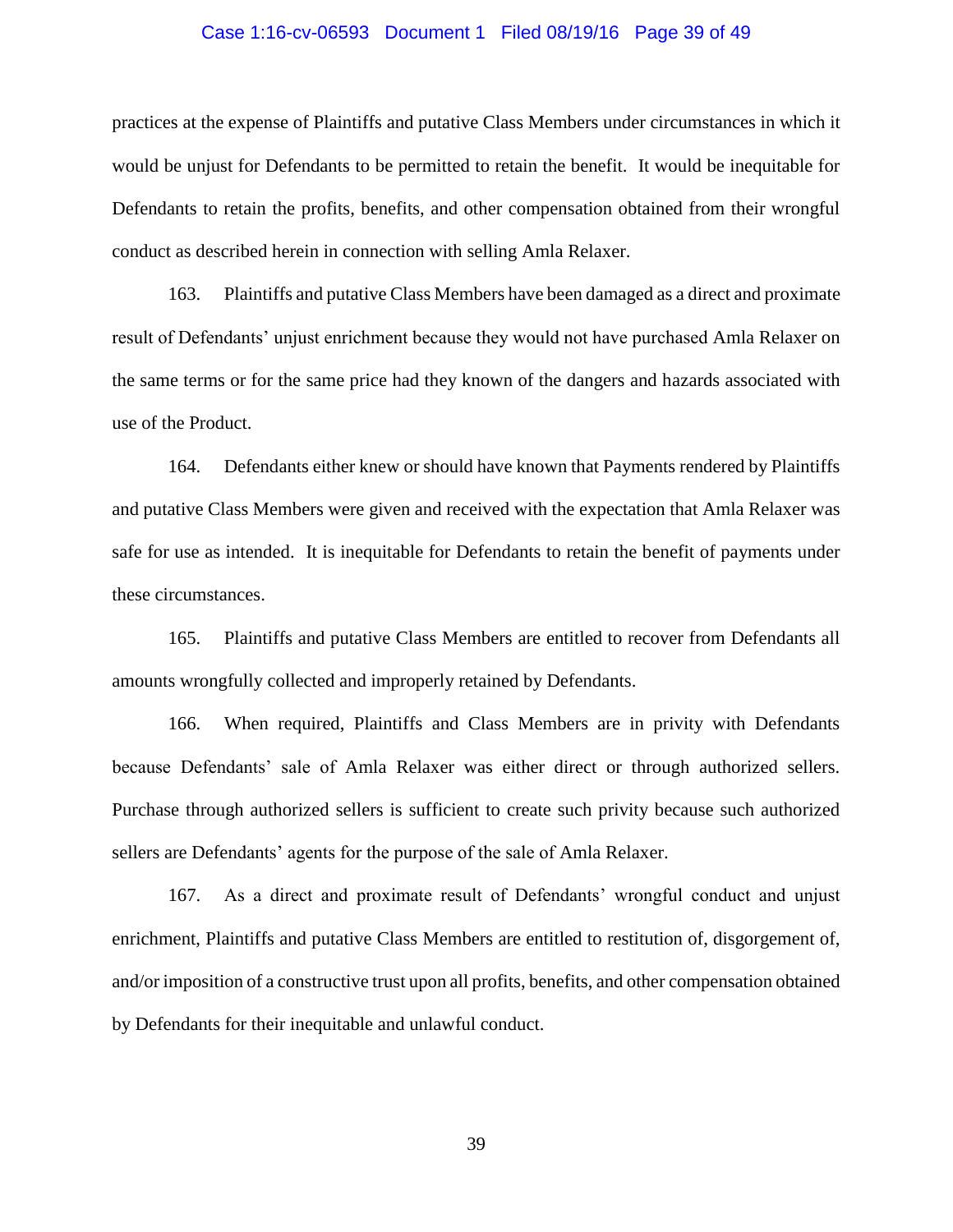practices at the expense of Plaintiffs and putative Class Members under circumstances in which it would be unjust for Defendants to be permitted to retain the benefit. It would be inequitable for Defendants to retain the profits, benefits, and other compensation obtained from their wrongful conduct as described herein in connection with selling Amla Relaxer.

163. Plaintiffs and putative Class Members have been damaged as a direct and proximate result of Defendants' unjust enrichment because they would not have purchased Amla Relaxer on the same terms or for the same price had they known of the dangers and hazards associated with use of the Product.

164. Defendants either knew or should have known that Payments rendered by Plaintiffs and putative Class Members were given and received with the expectation that Amla Relaxer was safe for use as intended. It is inequitable for Defendants to retain the benefit of payments under these circumstances.

165. Plaintiffs and putative Class Members are entitled to recover from Defendants all amounts wrongfully collected and improperly retained by Defendants.

166. When required, Plaintiffs and Class Members are in privity with Defendants because Defendants' sale of Amla Relaxer was either direct or through authorized sellers. Purchase through authorized sellers is sufficient to create such privity because such authorized sellers are Defendants' agents for the purpose of the sale of Amla Relaxer.

167. As a direct and proximate result of Defendants' wrongful conduct and unjust enrichment, Plaintiffs and putative Class Members are entitled to restitution of, disgorgement of, and/or imposition of a constructive trust upon all profits, benefits, and other compensation obtained by Defendants for their inequitable and unlawful conduct.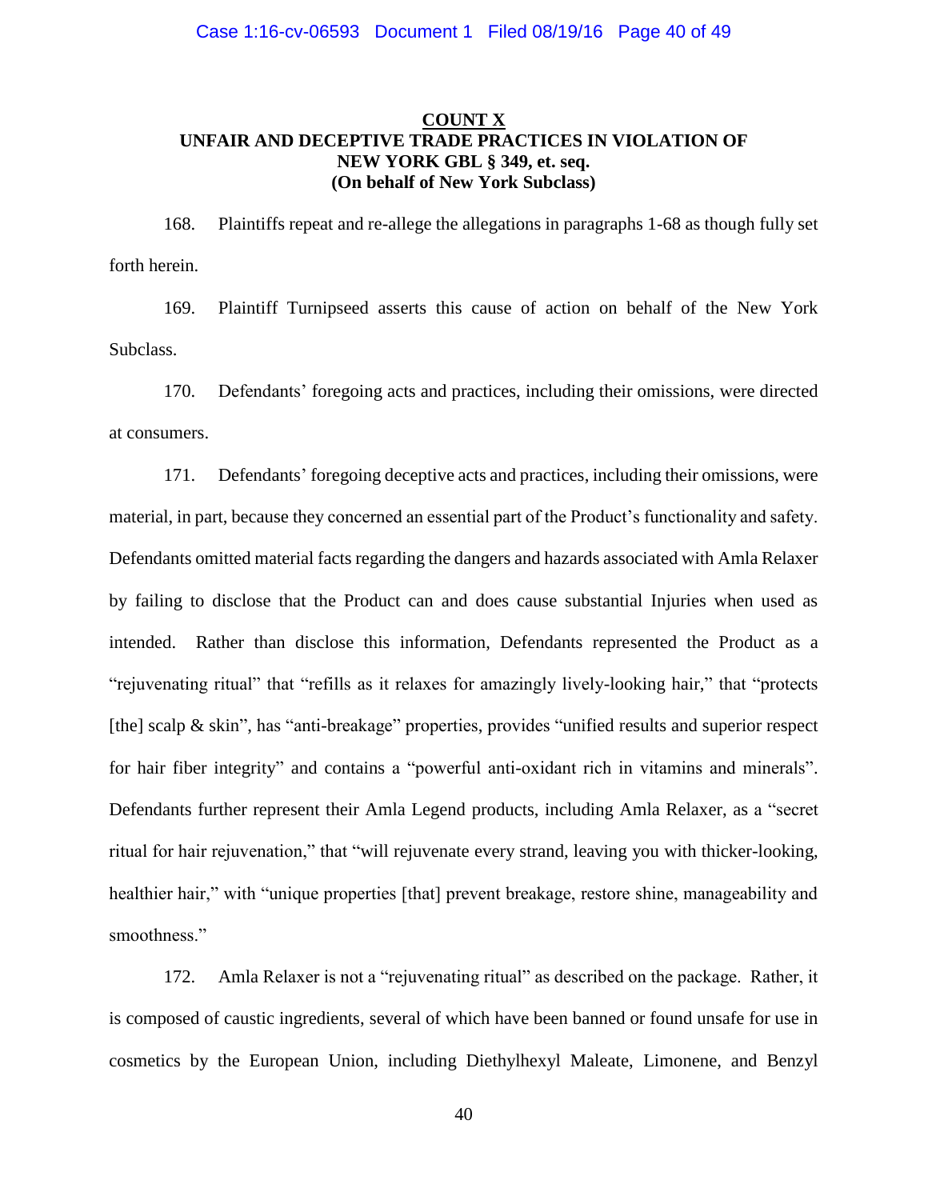**COUNT X**
**UNFAIR AND DECEPTIVE TRADE PRACTICES IN VIOLATION OF NEW YORK GBL § 349, et. seq.**
**(On behalf of New York Subclass)**

168. Plaintiffs repeat and re-allege the allegations in paragraphs 1-68 as though fully set forth herein.

169. Plaintiff Turnipseed asserts this cause of action on behalf of the New York Subclass.

170. Defendants' foregoing acts and practices, including their omissions, were directed at consumers.

171. Defendants' foregoing deceptive acts and practices, including their omissions, were material, in part, because they concerned an essential part of the Product's functionality and safety. Defendants omitted material facts regarding the dangers and hazards associated with Amla Relaxer by failing to disclose that the Product can and does cause substantial Injuries when used as intended. Rather than disclose this information, Defendants represented the Product as a "rejuvenating ritual" that "refills as it relaxes for amazingly lively-looking hair," that "protects [the] scalp & skin", has "anti-breakage" properties, provides "unified results and superior respect for hair fiber integrity" and contains a "powerful anti-oxidant rich in vitamins and minerals". Defendants further represent their Amla Legend products, including Amla Relaxer, as a "secret ritual for hair rejuvenation," that "will rejuvenate every strand, leaving you with thicker-looking, healthier hair," with "unique properties [that] prevent breakage, restore shine, manageability and smoothness."

172. Amla Relaxer is not a "rejuvenating ritual" as described on the package. Rather, it is composed of caustic ingredients, several of which have been banned or found unsafe for use in cosmetics by the European Union, including Diethylhexyl Maleate, Limonene, and Benzyl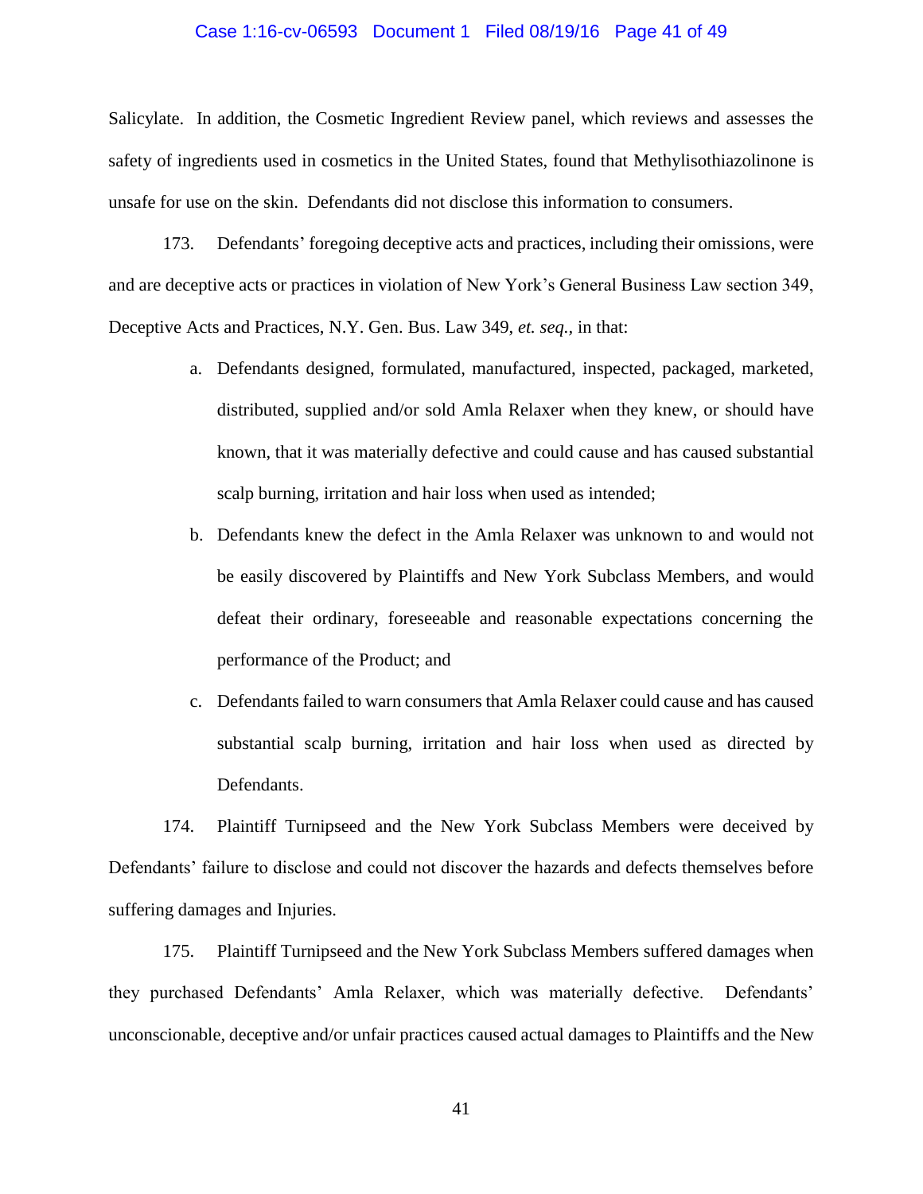Salicylate. In addition, the Cosmetic Ingredient Review panel, which reviews and assesses the safety of ingredients used in cosmetics in the United States, found that Methylisothiazolinone is unsafe for use on the skin. Defendants did not disclose this information to consumers.

173. Defendants' foregoing deceptive acts and practices, including their omissions, were and are deceptive acts or practices in violation of New York's General Business Law section 349, Deceptive Acts and Practices, N.Y. Gen. Bus. Law 349, *et. seq.*, in that:

a. Defendants designed, formulated, manufactured, inspected, packaged, marketed, distributed, supplied and/or sold Amla Relaxer when they knew, or should have known, that it was materially defective and could cause and has caused substantial scalp burning, irritation and hair loss when used as intended;

b. Defendants knew the defect in the Amla Relaxer was unknown to and would not be easily discovered by Plaintiffs and New York Subclass Members, and would defeat their ordinary, foreseeable and reasonable expectations concerning the performance of the Product; and

c. Defendants failed to warn consumers that Amla Relaxer could cause and has caused substantial scalp burning, irritation and hair loss when used as directed by Defendants.

174. Plaintiff Turnipseed and the New York Subclass Members were deceived by Defendants' failure to disclose and could not discover the hazards and defects themselves before suffering damages and Injuries.

175. Plaintiff Turnipseed and the New York Subclass Members suffered damages when they purchased Defendants' Amla Relaxer, which was materially defective. Defendants' unconscionable, deceptive and/or unfair practices caused actual damages to Plaintiffs and the New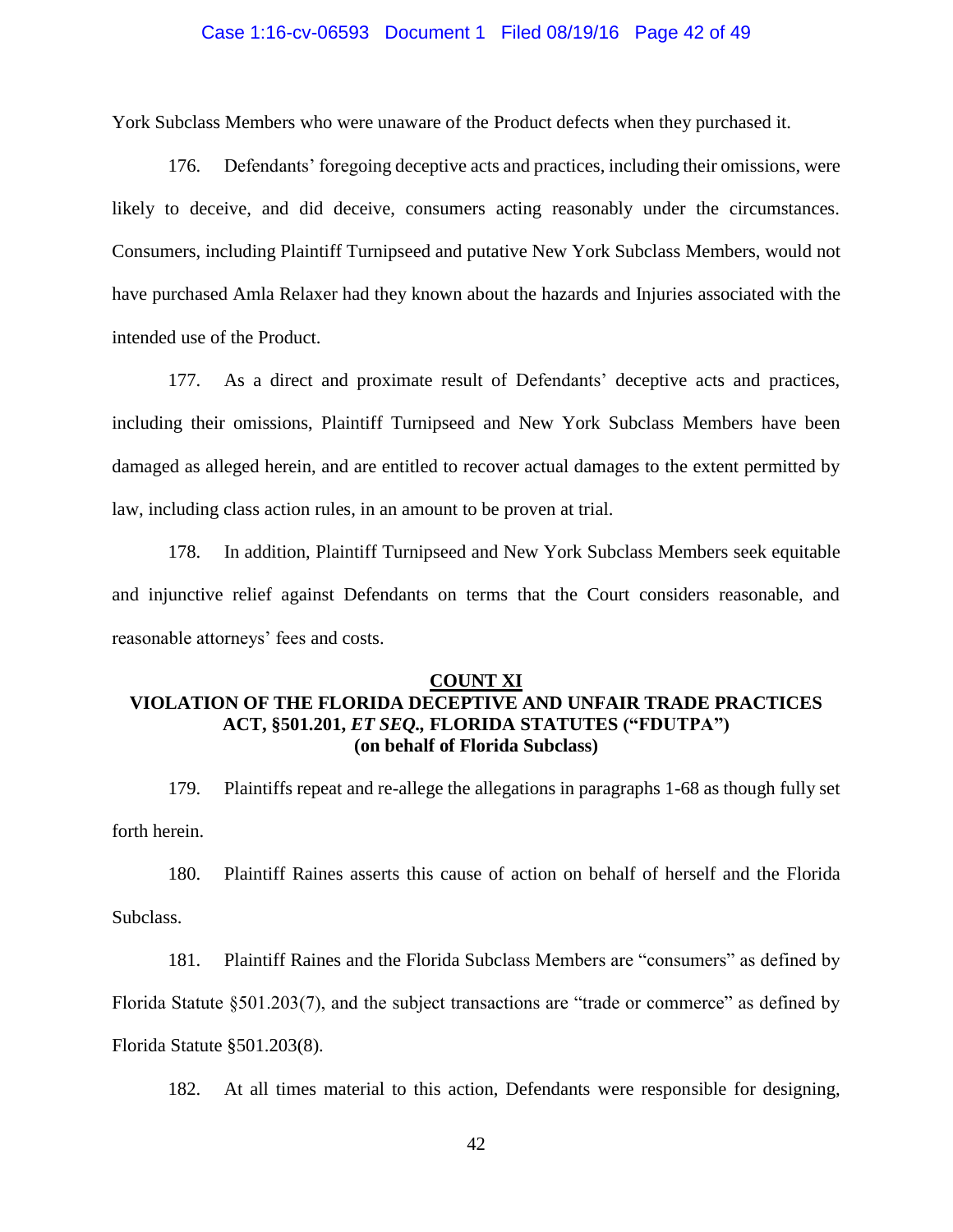York Subclass Members who were unaware of the Product defects when they purchased it.

176. Defendants' foregoing deceptive acts and practices, including their omissions, were likely to deceive, and did deceive, consumers acting reasonably under the circumstances. Consumers, including Plaintiff Turnipseed and putative New York Subclass Members, would not have purchased Amla Relaxer had they known about the hazards and Injuries associated with the intended use of the Product.

177. As a direct and proximate result of Defendants' deceptive acts and practices, including their omissions, Plaintiff Turnipseed and New York Subclass Members have been damaged as alleged herein, and are entitled to recover actual damages to the extent permitted by law, including class action rules, in an amount to be proven at trial.

178. In addition, Plaintiff Turnipseed and New York Subclass Members seek equitable and injunctive relief against Defendants on terms that the Court considers reasonable, and reasonable attorneys' fees and costs.

## <u>COUNT XI</u>
## VIOLATION OF THE FLORIDA DECEPTIVE AND UNFAIR TRADE PRACTICES ACT, §501.201, *ET SEQ.*, FLORIDA STATUTES ("FDUTPA") (on behalf of Florida Subclass)

179. Plaintiffs repeat and re-allege the allegations in paragraphs 1-68 as though fully set forth herein.

180. Plaintiff Raines asserts this cause of action on behalf of herself and the Florida Subclass.

181. Plaintiff Raines and the Florida Subclass Members are "consumers" as defined by Florida Statute §501.203(7), and the subject transactions are "trade or commerce" as defined by Florida Statute §501.203(8).

182. At all times material to this action, Defendants were responsible for designing,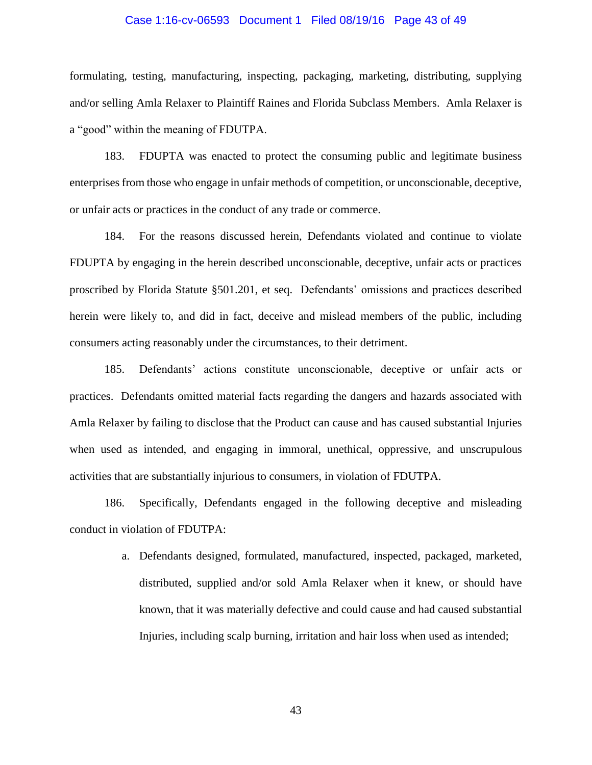formulating, testing, manufacturing, inspecting, packaging, marketing, distributing, supplying and/or selling Amla Relaxer to Plaintiff Raines and Florida Subclass Members. Amla Relaxer is a "good" within the meaning of FDUTPA.

183. FDUPTA was enacted to protect the consuming public and legitimate business enterprises from those who engage in unfair methods of competition, or unconscionable, deceptive, or unfair acts or practices in the conduct of any trade or commerce.

184. For the reasons discussed herein, Defendants violated and continue to violate FDUPTA by engaging in the herein described unconscionable, deceptive, unfair acts or practices proscribed by Florida Statute §501.201, et seq. Defendants' omissions and practices described herein were likely to, and did in fact, deceive and mislead members of the public, including consumers acting reasonably under the circumstances, to their detriment.

185. Defendants' actions constitute unconscionable, deceptive or unfair acts or practices. Defendants omitted material facts regarding the dangers and hazards associated with Amla Relaxer by failing to disclose that the Product can cause and has caused substantial Injuries when used as intended, and engaging in immoral, unethical, oppressive, and unscrupulous activities that are substantially injurious to consumers, in violation of FDUTPA.

186. Specifically, Defendants engaged in the following deceptive and misleading conduct in violation of FDUTPA:

a. Defendants designed, formulated, manufactured, inspected, packaged, marketed, distributed, supplied and/or sold Amla Relaxer when it knew, or should have known, that it was materially defective and could cause and had caused substantial Injuries, including scalp burning, irritation and hair loss when used as intended;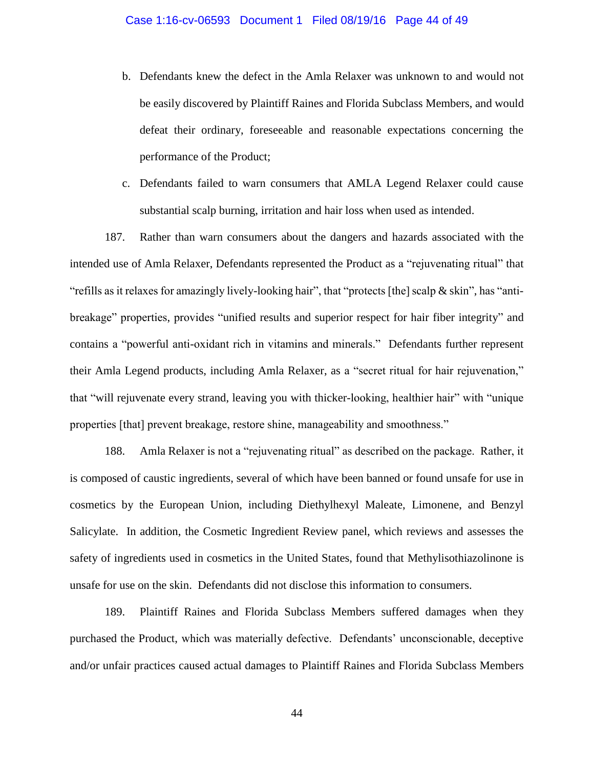b. Defendants knew the defect in the Amla Relaxer was unknown to and would not be easily discovered by Plaintiff Raines and Florida Subclass Members, and would defeat their ordinary, foreseeable and reasonable expectations concerning the performance of the Product;

c. Defendants failed to warn consumers that AMLA Legend Relaxer could cause substantial scalp burning, irritation and hair loss when used as intended.

187. Rather than warn consumers about the dangers and hazards associated with the intended use of Amla Relaxer, Defendants represented the Product as a "rejuvenating ritual" that "refills as it relaxes for amazingly lively-looking hair", that "protects [the] scalp & skin", has "anti-breakage" properties, provides "unified results and superior respect for hair fiber integrity" and contains a "powerful anti-oxidant rich in vitamins and minerals." Defendants further represent their Amla Legend products, including Amla Relaxer, as a "secret ritual for hair rejuvenation," that "will rejuvenate every strand, leaving you with thicker-looking, healthier hair" with "unique properties [that] prevent breakage, restore shine, manageability and smoothness."

188. Amla Relaxer is not a "rejuvenating ritual" as described on the package. Rather, it is composed of caustic ingredients, several of which have been banned or found unsafe for use in cosmetics by the European Union, including Diethylhexyl Maleate, Limonene, and Benzyl Salicylate. In addition, the Cosmetic Ingredient Review panel, which reviews and assesses the safety of ingredients used in cosmetics in the United States, found that Methylisothiazolinone is unsafe for use on the skin. Defendants did not disclose this information to consumers.

189. Plaintiff Raines and Florida Subclass Members suffered damages when they purchased the Product, which was materially defective. Defendants' unconscionable, deceptive and/or unfair practices caused actual damages to Plaintiff Raines and Florida Subclass Members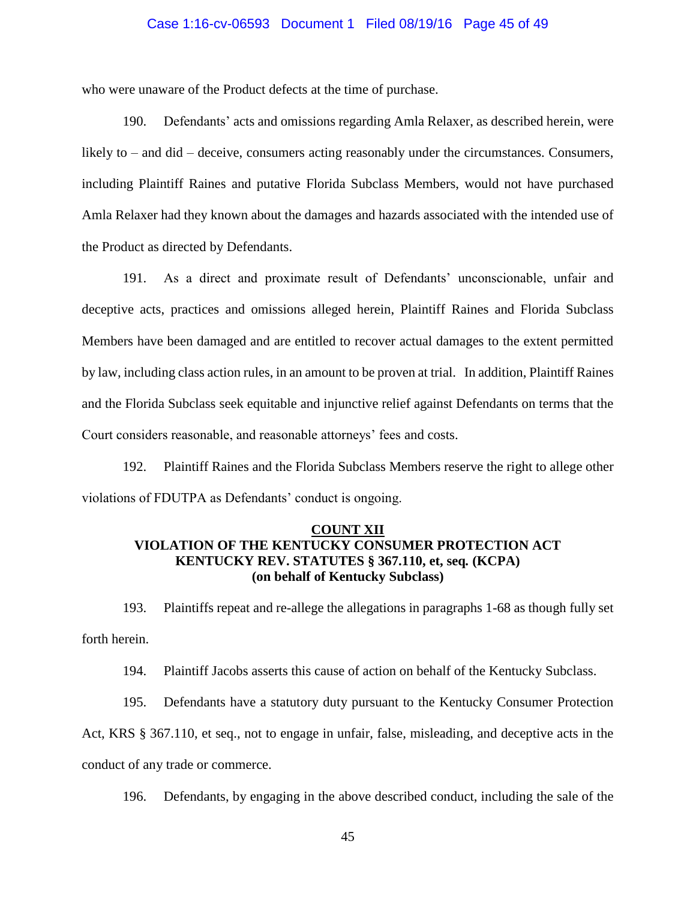who were unaware of the Product defects at the time of purchase.

190. Defendants' acts and omissions regarding Amla Relaxer, as described herein, were likely to – and did – deceive, consumers acting reasonably under the circumstances. Consumers, including Plaintiff Raines and putative Florida Subclass Members, would not have purchased Amla Relaxer had they known about the damages and hazards associated with the intended use of the Product as directed by Defendants.

191. As a direct and proximate result of Defendants' unconscionable, unfair and deceptive acts, practices and omissions alleged herein, Plaintiff Raines and Florida Subclass Members have been damaged and are entitled to recover actual damages to the extent permitted by law, including class action rules, in an amount to be proven at trial. In addition, Plaintiff Raines and the Florida Subclass seek equitable and injunctive relief against Defendants on terms that the Court considers reasonable, and reasonable attorneys' fees and costs.

192. Plaintiff Raines and the Florida Subclass Members reserve the right to allege other violations of FDUTPA as Defendants' conduct is ongoing.

**COUNT XII**
**VIOLATION OF THE KENTUCKY CONSUMER PROTECTION ACT**
**KENTUCKY REV. STATUTES § 367.110, et, seq. (KCPA)**
**(on behalf of Kentucky Subclass)**

193. Plaintiffs repeat and re-allege the allegations in paragraphs 1-68 as though fully set forth herein.

194. Plaintiff Jacobs asserts this cause of action on behalf of the Kentucky Subclass.

195. Defendants have a statutory duty pursuant to the Kentucky Consumer Protection Act, KRS § 367.110, et seq., not to engage in unfair, false, misleading, and deceptive acts in the conduct of any trade or commerce.

196. Defendants, by engaging in the above described conduct, including the sale of the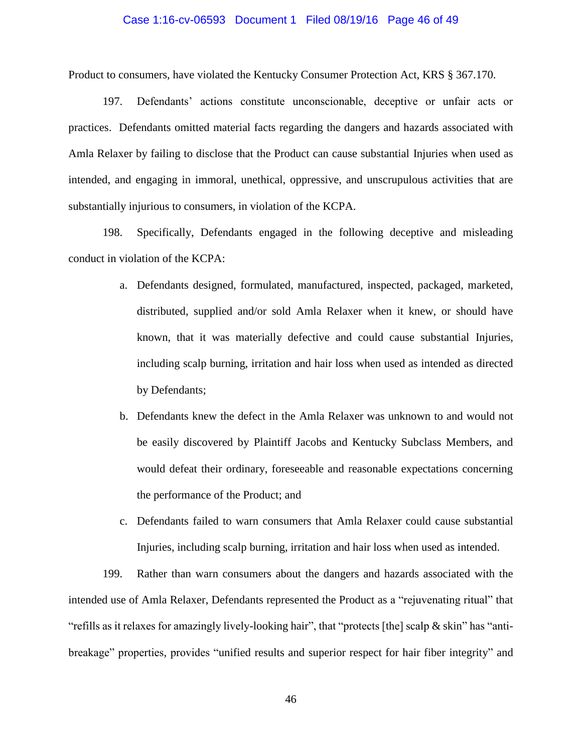Product to consumers, have violated the Kentucky Consumer Protection Act, KRS § 367.170.

197. Defendants' actions constitute unconscionable, deceptive or unfair acts or practices. Defendants omitted material facts regarding the dangers and hazards associated with Amla Relaxer by failing to disclose that the Product can cause substantial Injuries when used as intended, and engaging in immoral, unethical, oppressive, and unscrupulous activities that are substantially injurious to consumers, in violation of the KCPA.

198. Specifically, Defendants engaged in the following deceptive and misleading conduct in violation of the KCPA:

a. Defendants designed, formulated, manufactured, inspected, packaged, marketed, distributed, supplied and/or sold Amla Relaxer when it knew, or should have known, that it was materially defective and could cause substantial Injuries, including scalp burning, irritation and hair loss when used as intended as directed by Defendants;

b. Defendants knew the defect in the Amla Relaxer was unknown to and would not be easily discovered by Plaintiff Jacobs and Kentucky Subclass Members, and would defeat their ordinary, foreseeable and reasonable expectations concerning the performance of the Product; and

c. Defendants failed to warn consumers that Amla Relaxer could cause substantial Injuries, including scalp burning, irritation and hair loss when used as intended.

199. Rather than warn consumers about the dangers and hazards associated with the intended use of Amla Relaxer, Defendants represented the Product as a "rejuvenating ritual" that "refills as it relaxes for amazingly lively-looking hair", that "protects [the] scalp & skin" has "anti-breakage" properties, provides "unified results and superior respect for hair fiber integrity" and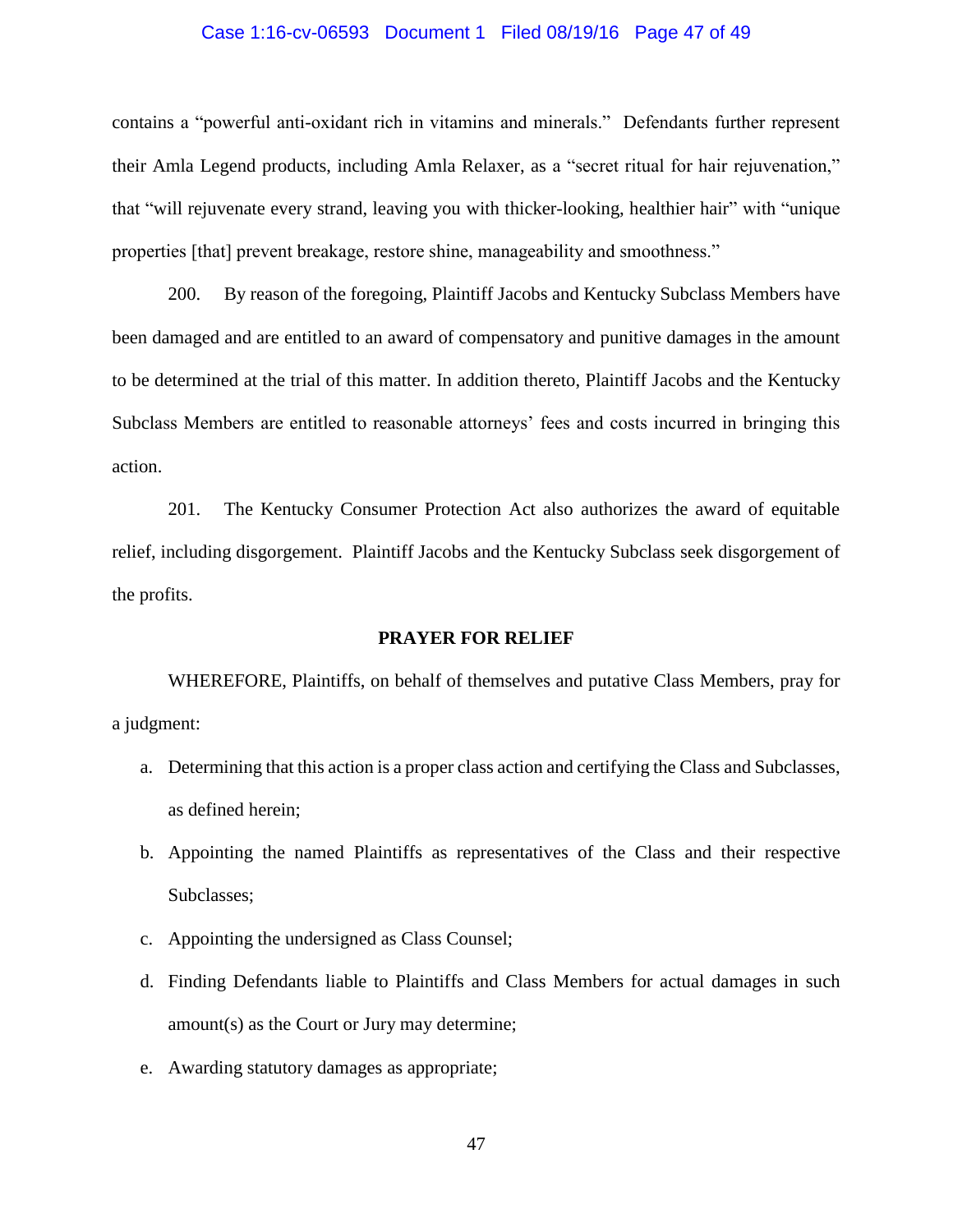contains a "powerful anti-oxidant rich in vitamins and minerals." Defendants further represent their Amla Legend products, including Amla Relaxer, as a "secret ritual for hair rejuvenation," that "will rejuvenate every strand, leaving you with thicker-looking, healthier hair" with "unique properties [that] prevent breakage, restore shine, manageability and smoothness."

200. By reason of the foregoing, Plaintiff Jacobs and Kentucky Subclass Members have been damaged and are entitled to an award of compensatory and punitive damages in the amount to be determined at the trial of this matter. In addition thereto, Plaintiff Jacobs and the Kentucky Subclass Members are entitled to reasonable attorneys' fees and costs incurred in bringing this action.

201. The Kentucky Consumer Protection Act also authorizes the award of equitable relief, including disgorgement. Plaintiff Jacobs and the Kentucky Subclass seek disgorgement of the profits.

## PRAYER FOR RELIEF

WHEREFORE, Plaintiffs, on behalf of themselves and putative Class Members, pray for a judgment:

a. Determining that this action is a proper class action and certifying the Class and Subclasses, as defined herein;

b. Appointing the named Plaintiffs as representatives of the Class and their respective Subclasses;

c. Appointing the undersigned as Class Counsel;

d. Finding Defendants liable to Plaintiffs and Class Members for actual damages in such amount(s) as the Court or Jury may determine;

e. Awarding statutory damages as appropriate;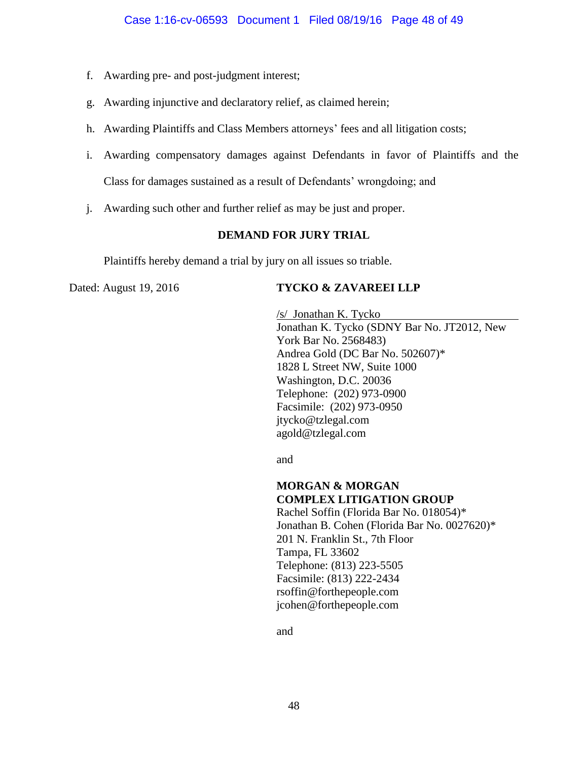f. Awarding pre- and post-judgment interest;

g. Awarding injunctive and declaratory relief, as claimed herein;

h. Awarding Plaintiffs and Class Members attorneys' fees and all litigation costs;

i. Awarding compensatory damages against Defendants in favor of Plaintiffs and the Class for damages sustained as a result of Defendants' wrongdoing; and

j. Awarding such other and further relief as may be just and proper.

**DEMAND FOR JURY TRIAL**

Plaintiffs hereby demand a trial by jury on all issues so triable.

Dated: August 19, 2016

**TYCKO & ZAVAREEI LLP**

/s/ Jonathan K. Tycko
Jonathan K. Tycko (SDNY Bar No. JT2012, New York Bar No. 2568483)
Andrea Gold (DC Bar No. 502607)*
1828 L Street NW, Suite 1000
Washington, D.C. 20036
Telephone: (202) 973-0900
Facsimile: (202) 973-0950
jtycko@tzlegal.com
agold@tzlegal.com

and

**MORGAN & MORGAN**
**COMPLEX LITIGATION GROUP**
Rachel Soffin (Florida Bar No. 018054)*
Jonathan B. Cohen (Florida Bar No. 0027620)*
201 N. Franklin St., 7th Floor
Tampa, FL 33602
Telephone: (813) 223-5505
Facsimile: (813) 222-2434
rsoffin@forthepeople.com
jcohen@forthepeople.com

and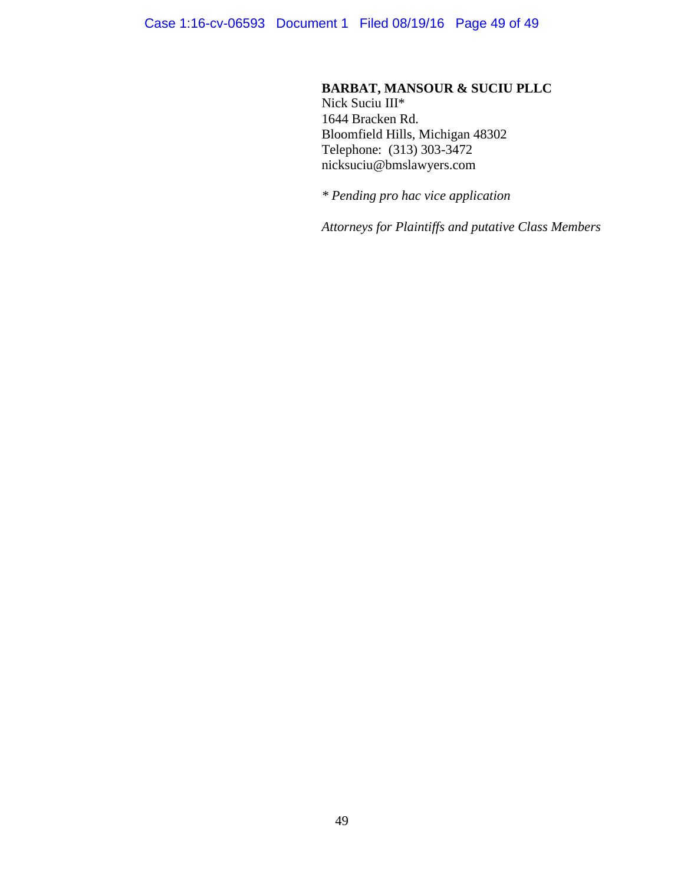**BARBAT, MANSOUR & SUCIU PLLC**
Nick Suciu III*
1644 Bracken Rd.
Bloomfield Hills, Michigan 48302
Telephone: (313) 303-3472
nicksuciu@bmslawyers.com

*\* Pending pro hac vice application*

*Attorneys for Plaintiffs and putative Class Members*